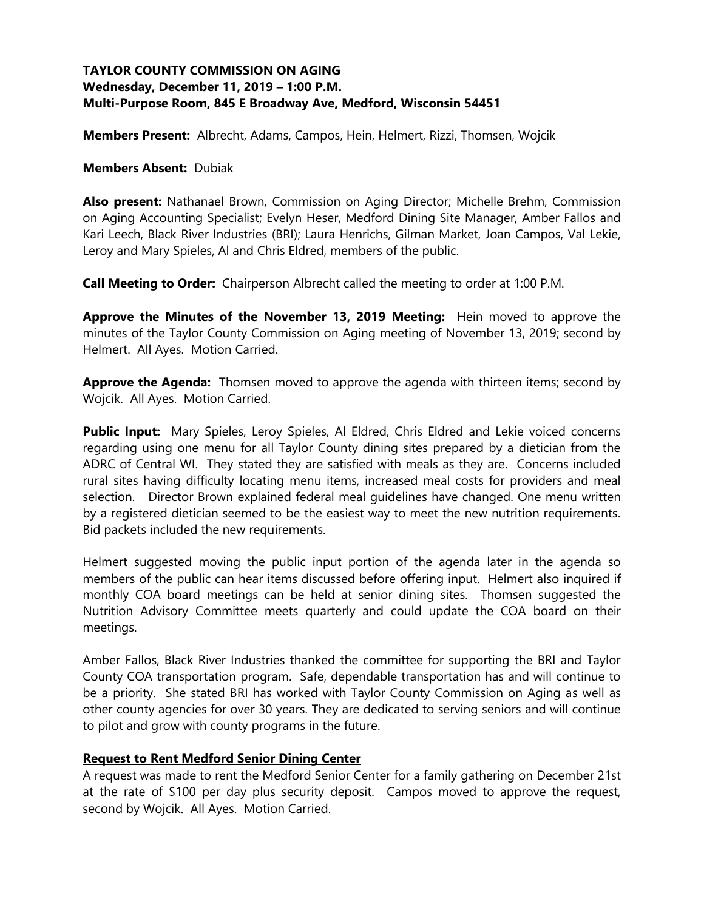**TAYLOR COUNTY COMMISSION ON AGING**
**Wednesday, December 11, 2019 – 1:00 P.M.**
**Multi-Purpose Room, 845 E Broadway Ave, Medford, Wisconsin 54451**

**Members Present:** Albrecht, Adams, Campos, Hein, Helmert, Rizzi, Thomsen, Wojcik

**Members Absent:** Dubiak

**Also present:** Nathanael Brown, Commission on Aging Director; Michelle Brehm, Commission on Aging Accounting Specialist; Evelyn Heser, Medford Dining Site Manager, Amber Fallos and Kari Leech, Black River Industries (BRI); Laura Henrichs, Gilman Market, Joan Campos, Val Lekie, Leroy and Mary Spieles, Al and Chris Eldred, members of the public.

**Call Meeting to Order:** Chairperson Albrecht called the meeting to order at 1:00 P.M.

**Approve the Minutes of the November 13, 2019 Meeting:** Hein moved to approve the minutes of the Taylor County Commission on Aging meeting of November 13, 2019; second by Helmert. All Ayes. Motion Carried.

**Approve the Agenda:** Thomsen moved to approve the agenda with thirteen items; second by Wojcik. All Ayes. Motion Carried.

**Public Input:** Mary Spieles, Leroy Spieles, Al Eldred, Chris Eldred and Lekie voiced concerns regarding using one menu for all Taylor County dining sites prepared by a dietician from the ADRC of Central WI. They stated they are satisfied with meals as they are. Concerns included rural sites having difficulty locating menu items, increased meal costs for providers and meal selection. Director Brown explained federal meal guidelines have changed. One menu written by a registered dietician seemed to be the easiest way to meet the new nutrition requirements. Bid packets included the new requirements.

Helmert suggested moving the public input portion of the agenda later in the agenda so members of the public can hear items discussed before offering input. Helmert also inquired if monthly COA board meetings can be held at senior dining sites. Thomsen suggested the Nutrition Advisory Committee meets quarterly and could update the COA board on their meetings.

Amber Fallos, Black River Industries thanked the committee for supporting the BRI and Taylor County COA transportation program. Safe, dependable transportation has and will continue to be a priority. She stated BRI has worked with Taylor County Commission on Aging as well as other county agencies for over 30 years. They are dedicated to serving seniors and will continue to pilot and grow with county programs in the future.

**Request to Rent Medford Senior Dining Center**

A request was made to rent the Medford Senior Center for a family gathering on December 21st at the rate of $100 per day plus security deposit. Campos moved to approve the request, second by Wojcik. All Ayes. Motion Carried.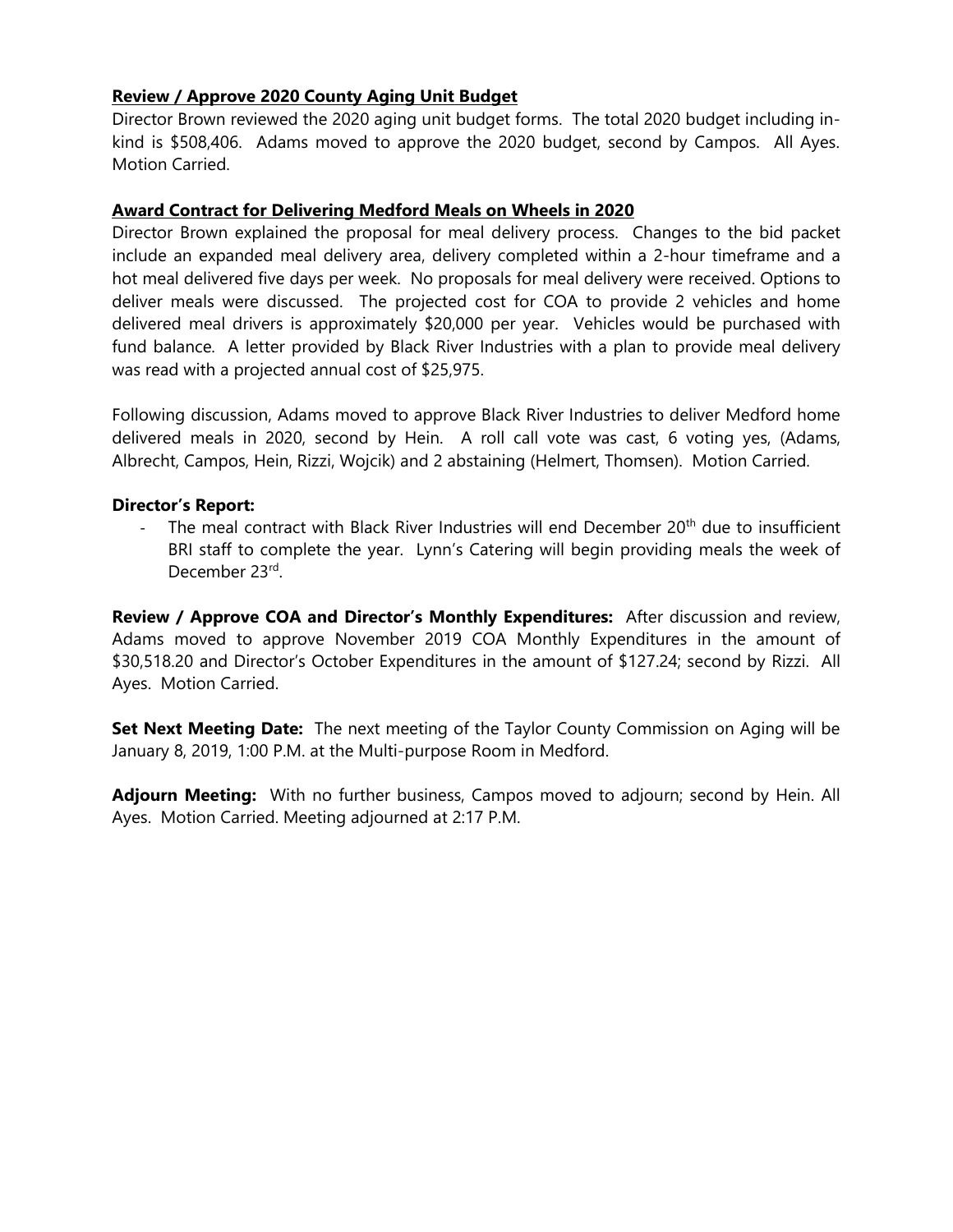**Review / Approve 2020 County Aging Unit Budget**

Director Brown reviewed the 2020 aging unit budget forms. The total 2020 budget including in-kind is $508,406. Adams moved to approve the 2020 budget, second by Campos. All Ayes. Motion Carried.

**Award Contract for Delivering Medford Meals on Wheels in 2020**

Director Brown explained the proposal for meal delivery process. Changes to the bid packet include an expanded meal delivery area, delivery completed within a 2-hour timeframe and a hot meal delivered five days per week. No proposals for meal delivery were received. Options to deliver meals were discussed. The projected cost for COA to provide 2 vehicles and home delivered meal drivers is approximately $20,000 per year. Vehicles would be purchased with fund balance. A letter provided by Black River Industries with a plan to provide meal delivery was read with a projected annual cost of $25,975.

Following discussion, Adams moved to approve Black River Industries to deliver Medford home delivered meals in 2020, second by Hein. A roll call vote was cast, 6 voting yes, (Adams, Albrecht, Campos, Hein, Rizzi, Wojcik) and 2 abstaining (Helmert, Thomsen). Motion Carried.

**Director's Report:**

- The meal contract with Black River Industries will end December 20th due to insufficient BRI staff to complete the year. Lynn's Catering will begin providing meals the week of December 23rd.

**Review / Approve COA and Director's Monthly Expenditures:** After discussion and review, Adams moved to approve November 2019 COA Monthly Expenditures in the amount of $30,518.20 and Director's October Expenditures in the amount of $127.24; second by Rizzi. All Ayes. Motion Carried.

**Set Next Meeting Date:** The next meeting of the Taylor County Commission on Aging will be January 8, 2019, 1:00 P.M. at the Multi-purpose Room in Medford.

**Adjourn Meeting:** With no further business, Campos moved to adjourn; second by Hein. All Ayes. Motion Carried. Meeting adjourned at 2:17 P.M.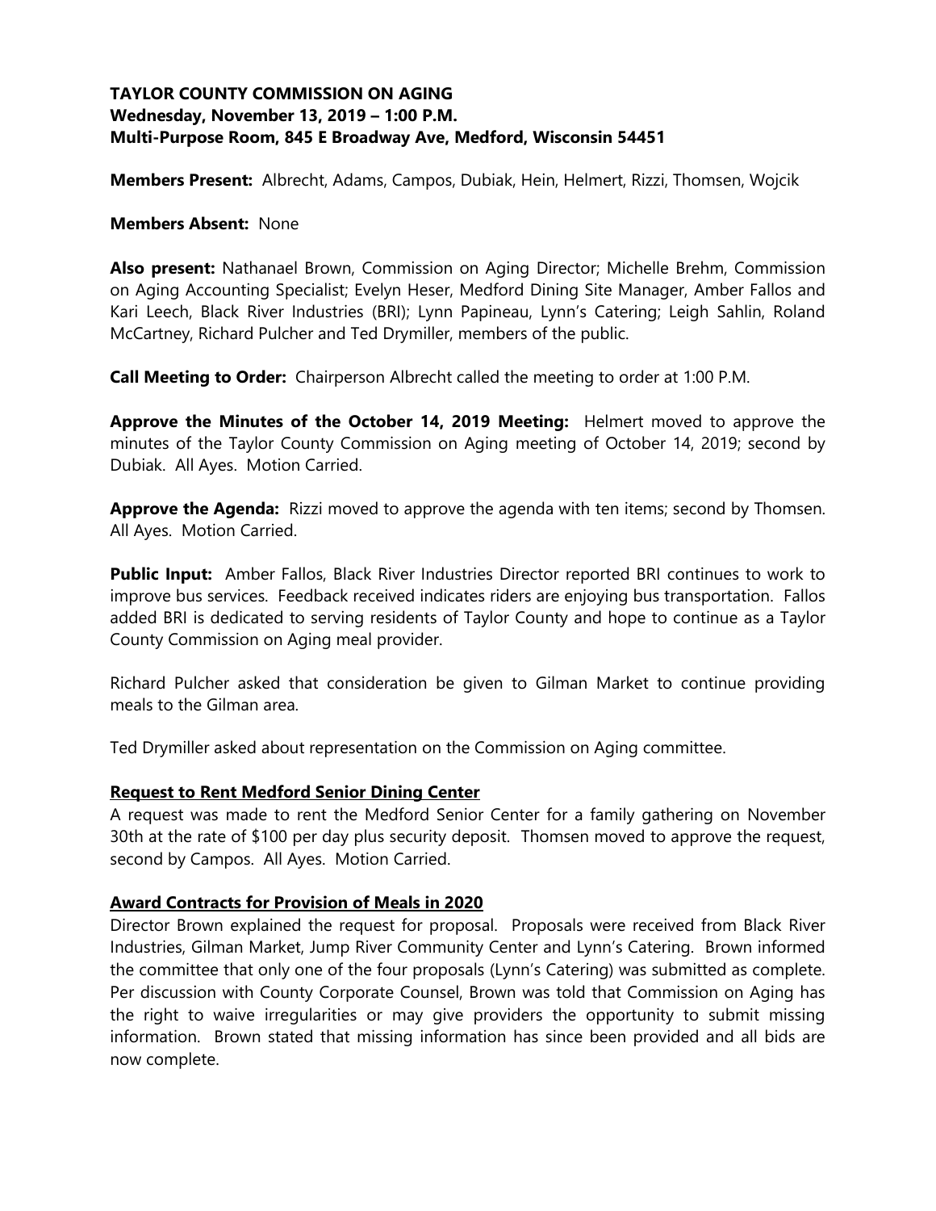**TAYLOR COUNTY COMMISSION ON AGING**
**Wednesday, November 13, 2019 – 1:00 P.M.**
**Multi-Purpose Room, 845 E Broadway Ave, Medford, Wisconsin 54451**

**Members Present:** Albrecht, Adams, Campos, Dubiak, Hein, Helmert, Rizzi, Thomsen, Wojcik

**Members Absent:** None

**Also present:** Nathanael Brown, Commission on Aging Director; Michelle Brehm, Commission on Aging Accounting Specialist; Evelyn Heser, Medford Dining Site Manager, Amber Fallos and Kari Leech, Black River Industries (BRI); Lynn Papineau, Lynn's Catering; Leigh Sahlin, Roland McCartney, Richard Pulcher and Ted Drymiller, members of the public.

**Call Meeting to Order:** Chairperson Albrecht called the meeting to order at 1:00 P.M.

**Approve the Minutes of the October 14, 2019 Meeting:** Helmert moved to approve the minutes of the Taylor County Commission on Aging meeting of October 14, 2019; second by Dubiak. All Ayes. Motion Carried.

**Approve the Agenda:** Rizzi moved to approve the agenda with ten items; second by Thomsen. All Ayes. Motion Carried.

**Public Input:** Amber Fallos, Black River Industries Director reported BRI continues to work to improve bus services. Feedback received indicates riders are enjoying bus transportation. Fallos added BRI is dedicated to serving residents of Taylor County and hope to continue as a Taylor County Commission on Aging meal provider.

Richard Pulcher asked that consideration be given to Gilman Market to continue providing meals to the Gilman area.

Ted Drymiller asked about representation on the Commission on Aging committee.

**Request to Rent Medford Senior Dining Center**

A request was made to rent the Medford Senior Center for a family gathering on November 30th at the rate of $100 per day plus security deposit. Thomsen moved to approve the request, second by Campos. All Ayes. Motion Carried.

**Award Contracts for Provision of Meals in 2020**

Director Brown explained the request for proposal. Proposals were received from Black River Industries, Gilman Market, Jump River Community Center and Lynn's Catering. Brown informed the committee that only one of the four proposals (Lynn's Catering) was submitted as complete. Per discussion with County Corporate Counsel, Brown was told that Commission on Aging has the right to waive irregularities or may give providers the opportunity to submit missing information. Brown stated that missing information has since been provided and all bids are now complete.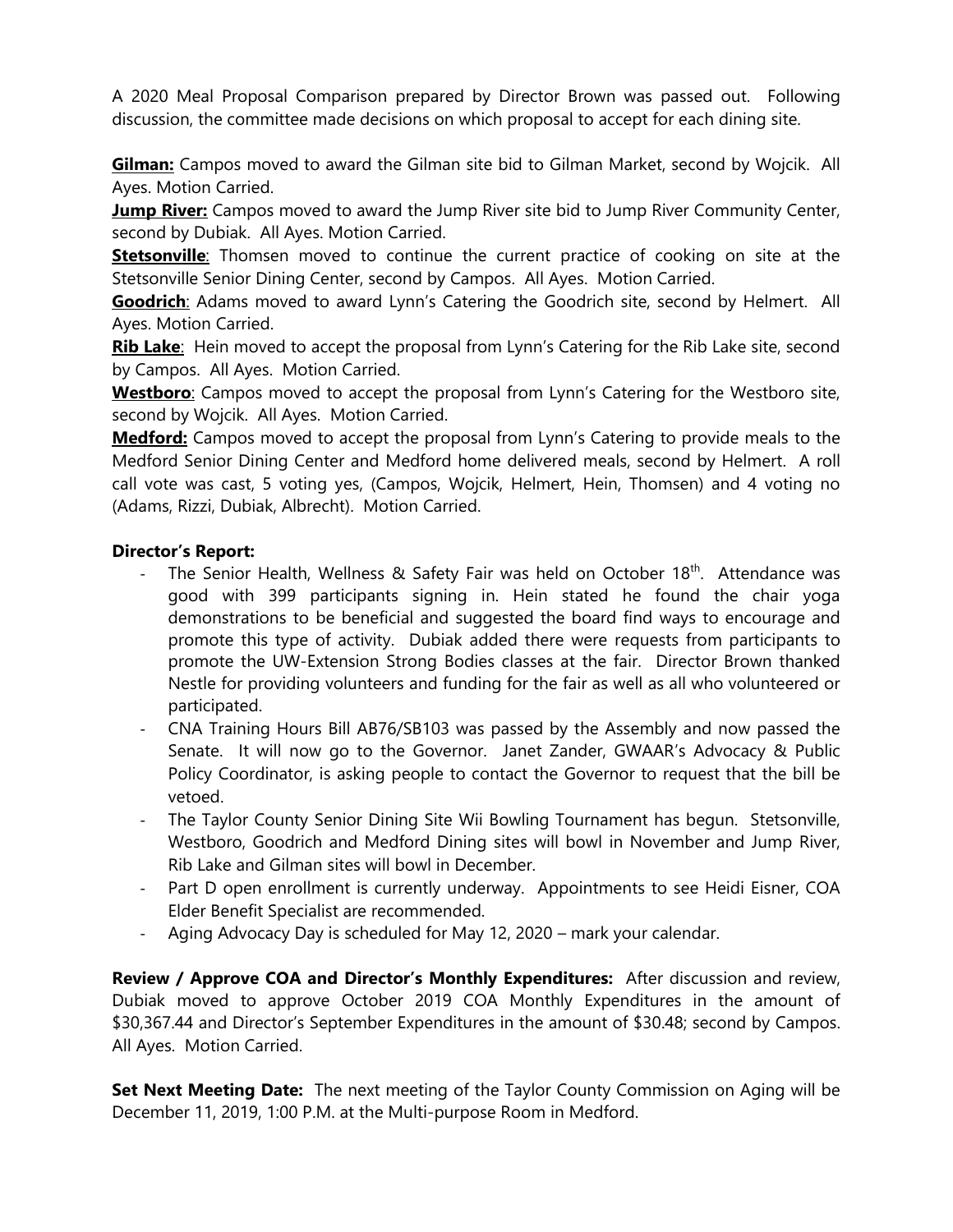A 2020 Meal Proposal Comparison prepared by Director Brown was passed out. Following discussion, the committee made decisions on which proposal to accept for each dining site.

**Gilman:** Campos moved to award the Gilman site bid to Gilman Market, second by Wojcik. All Ayes. Motion Carried.

**Jump River:** Campos moved to award the Jump River site bid to Jump River Community Center, second by Dubiak. All Ayes. Motion Carried.

**Stetsonville**: Thomsen moved to continue the current practice of cooking on site at the Stetsonville Senior Dining Center, second by Campos. All Ayes. Motion Carried.

**Goodrich**: Adams moved to award Lynn's Catering the Goodrich site, second by Helmert. All Ayes. Motion Carried.

**Rib Lake**: Hein moved to accept the proposal from Lynn's Catering for the Rib Lake site, second by Campos. All Ayes. Motion Carried.

**Westboro**: Campos moved to accept the proposal from Lynn's Catering for the Westboro site, second by Wojcik. All Ayes. Motion Carried.

**Medford:** Campos moved to accept the proposal from Lynn's Catering to provide meals to the Medford Senior Dining Center and Medford home delivered meals, second by Helmert. A roll call vote was cast, 5 voting yes, (Campos, Wojcik, Helmert, Hein, Thomsen) and 4 voting no (Adams, Rizzi, Dubiak, Albrecht). Motion Carried.

**Director's Report:**

- The Senior Health, Wellness & Safety Fair was held on October 18th. Attendance was good with 399 participants signing in. Hein stated he found the chair yoga demonstrations to be beneficial and suggested the board find ways to encourage and promote this type of activity. Dubiak added there were requests from participants to promote the UW-Extension Strong Bodies classes at the fair. Director Brown thanked Nestle for providing volunteers and funding for the fair as well as all who volunteered or participated.
- CNA Training Hours Bill AB76/SB103 was passed by the Assembly and now passed the Senate. It will now go to the Governor. Janet Zander, GWAAR's Advocacy & Public Policy Coordinator, is asking people to contact the Governor to request that the bill be vetoed.
- The Taylor County Senior Dining Site Wii Bowling Tournament has begun. Stetsonville, Westboro, Goodrich and Medford Dining sites will bowl in November and Jump River, Rib Lake and Gilman sites will bowl in December.
- Part D open enrollment is currently underway. Appointments to see Heidi Eisner, COA Elder Benefit Specialist are recommended.
- Aging Advocacy Day is scheduled for May 12, 2020 – mark your calendar.

**Review / Approve COA and Director's Monthly Expenditures:** After discussion and review, Dubiak moved to approve October 2019 COA Monthly Expenditures in the amount of $30,367.44 and Director's September Expenditures in the amount of $30.48; second by Campos. All Ayes. Motion Carried.

**Set Next Meeting Date:** The next meeting of the Taylor County Commission on Aging will be December 11, 2019, 1:00 P.M. at the Multi-purpose Room in Medford.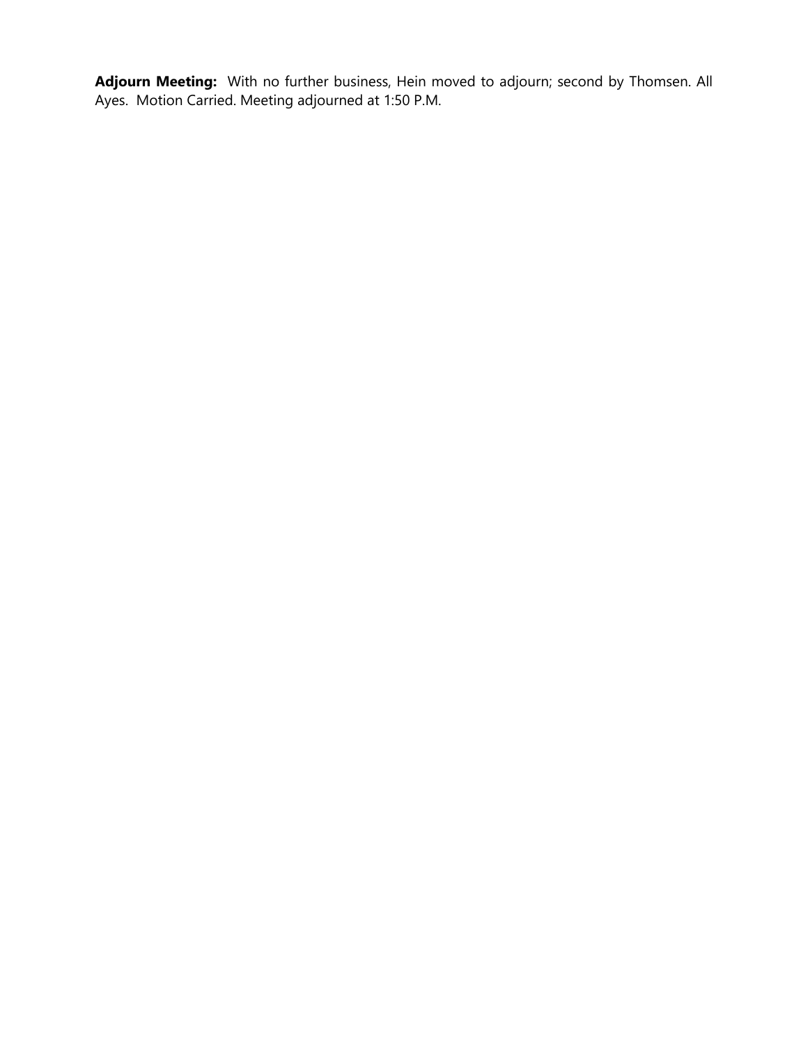**Adjourn Meeting:** With no further business, Hein moved to adjourn; second by Thomsen. All Ayes. Motion Carried. Meeting adjourned at 1:50 P.M.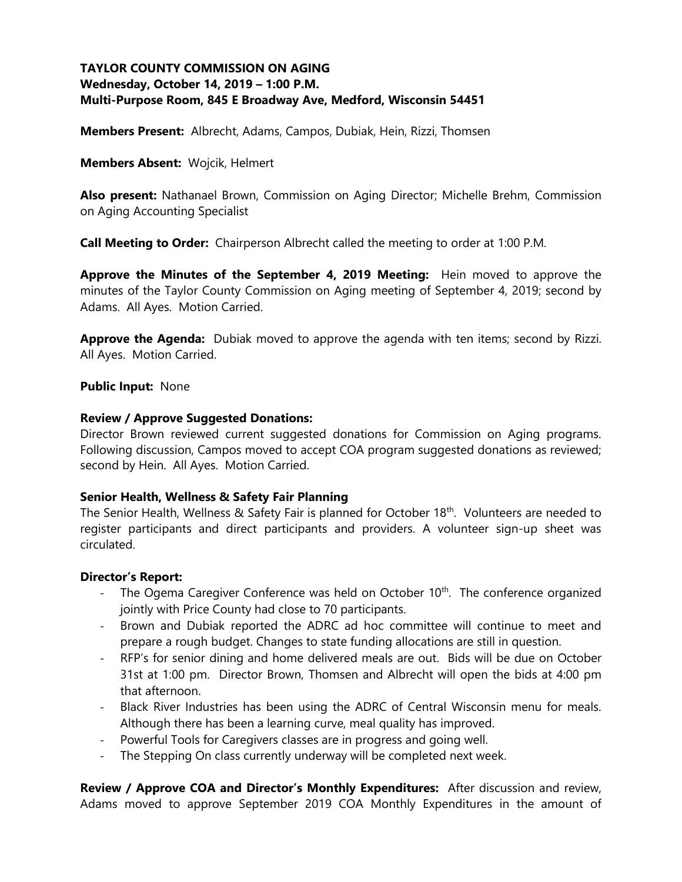**TAYLOR COUNTY COMMISSION ON AGING**
**Wednesday, October 14, 2019 – 1:00 P.M.**
**Multi-Purpose Room, 845 E Broadway Ave, Medford, Wisconsin 54451**

**Members Present:** Albrecht, Adams, Campos, Dubiak, Hein, Rizzi, Thomsen

**Members Absent:** Wojcik, Helmert

**Also present:** Nathanael Brown, Commission on Aging Director; Michelle Brehm, Commission on Aging Accounting Specialist

**Call Meeting to Order:** Chairperson Albrecht called the meeting to order at 1:00 P.M.

**Approve the Minutes of the September 4, 2019 Meeting:** Hein moved to approve the minutes of the Taylor County Commission on Aging meeting of September 4, 2019; second by Adams. All Ayes. Motion Carried.

**Approve the Agenda:** Dubiak moved to approve the agenda with ten items; second by Rizzi. All Ayes. Motion Carried.

**Public Input:** None

**Review / Approve Suggested Donations:**
Director Brown reviewed current suggested donations for Commission on Aging programs. Following discussion, Campos moved to accept COA program suggested donations as reviewed; second by Hein. All Ayes. Motion Carried.

**Senior Health, Wellness & Safety Fair Planning**
The Senior Health, Wellness & Safety Fair is planned for October 18th. Volunteers are needed to register participants and direct participants and providers. A volunteer sign-up sheet was circulated.

**Director's Report:**
- The Ogema Caregiver Conference was held on October 10th. The conference organized jointly with Price County had close to 70 participants.
- Brown and Dubiak reported the ADRC ad hoc committee will continue to meet and prepare a rough budget. Changes to state funding allocations are still in question.
- RFP's for senior dining and home delivered meals are out. Bids will be due on October 31st at 1:00 pm. Director Brown, Thomsen and Albrecht will open the bids at 4:00 pm that afternoon.
- Black River Industries has been using the ADRC of Central Wisconsin menu for meals. Although there has been a learning curve, meal quality has improved.
- Powerful Tools for Caregivers classes are in progress and going well.
- The Stepping On class currently underway will be completed next week.

**Review / Approve COA and Director's Monthly Expenditures:** After discussion and review, Adams moved to approve September 2019 COA Monthly Expenditures in the amount of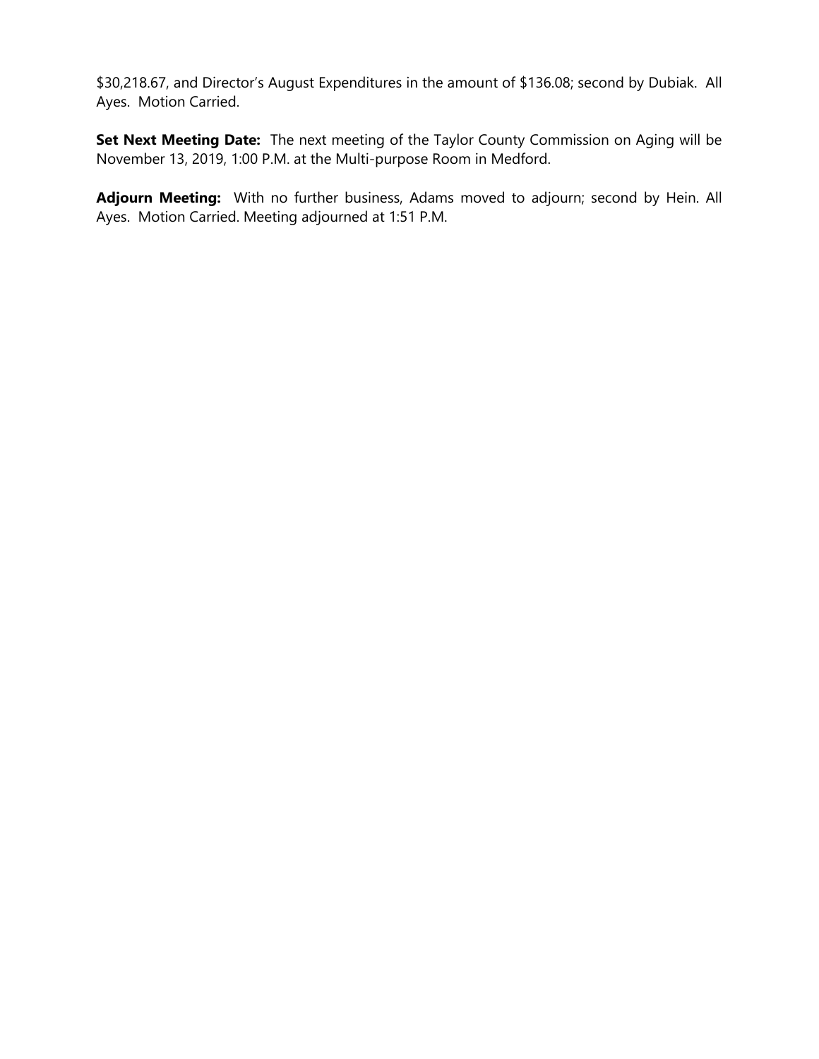$30,218.67, and Director's August Expenditures in the amount of $136.08; second by Dubiak. All Ayes. Motion Carried.

**Set Next Meeting Date:** The next meeting of the Taylor County Commission on Aging will be November 13, 2019, 1:00 P.M. at the Multi-purpose Room in Medford.

**Adjourn Meeting:** With no further business, Adams moved to adjourn; second by Hein. All Ayes. Motion Carried. Meeting adjourned at 1:51 P.M.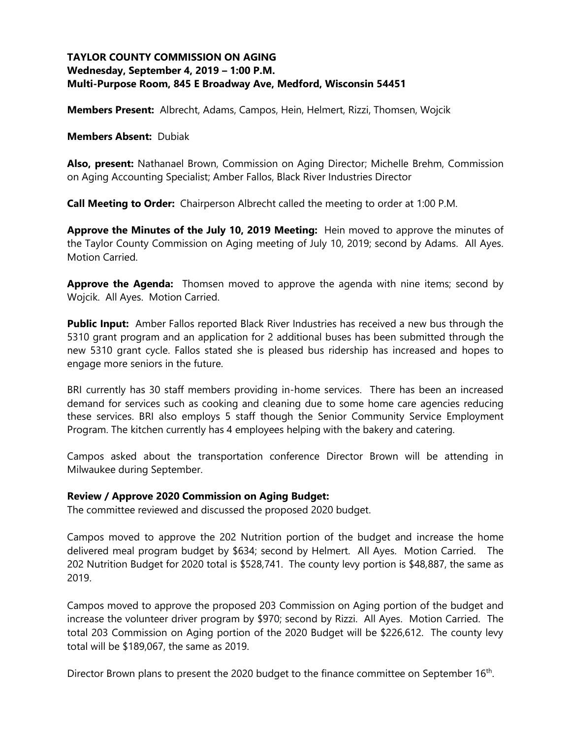**TAYLOR COUNTY COMMISSION ON AGING**
**Wednesday, September 4, 2019 – 1:00 P.M.**
**Multi-Purpose Room, 845 E Broadway Ave, Medford, Wisconsin 54451**

**Members Present:** Albrecht, Adams, Campos, Hein, Helmert, Rizzi, Thomsen, Wojcik

**Members Absent:** Dubiak

**Also, present:** Nathanael Brown, Commission on Aging Director; Michelle Brehm, Commission on Aging Accounting Specialist; Amber Fallos, Black River Industries Director

**Call Meeting to Order:** Chairperson Albrecht called the meeting to order at 1:00 P.M.

**Approve the Minutes of the July 10, 2019 Meeting:** Hein moved to approve the minutes of the Taylor County Commission on Aging meeting of July 10, 2019; second by Adams. All Ayes. Motion Carried.

**Approve the Agenda:** Thomsen moved to approve the agenda with nine items; second by Wojcik. All Ayes. Motion Carried.

**Public Input:** Amber Fallos reported Black River Industries has received a new bus through the 5310 grant program and an application for 2 additional buses has been submitted through the new 5310 grant cycle. Fallos stated she is pleased bus ridership has increased and hopes to engage more seniors in the future.

BRI currently has 30 staff members providing in-home services. There has been an increased demand for services such as cooking and cleaning due to some home care agencies reducing these services. BRI also employs 5 staff though the Senior Community Service Employment Program. The kitchen currently has 4 employees helping with the bakery and catering.

Campos asked about the transportation conference Director Brown will be attending in Milwaukee during September.

**Review / Approve 2020 Commission on Aging Budget:**
The committee reviewed and discussed the proposed 2020 budget.

Campos moved to approve the 202 Nutrition portion of the budget and increase the home delivered meal program budget by $634; second by Helmert. All Ayes. Motion Carried. The 202 Nutrition Budget for 2020 total is $528,741. The county levy portion is $48,887, the same as 2019.

Campos moved to approve the proposed 203 Commission on Aging portion of the budget and increase the volunteer driver program by $970; second by Rizzi. All Ayes. Motion Carried. The total 203 Commission on Aging portion of the 2020 Budget will be $226,612. The county levy total will be $189,067, the same as 2019.

Director Brown plans to present the 2020 budget to the finance committee on September 16th.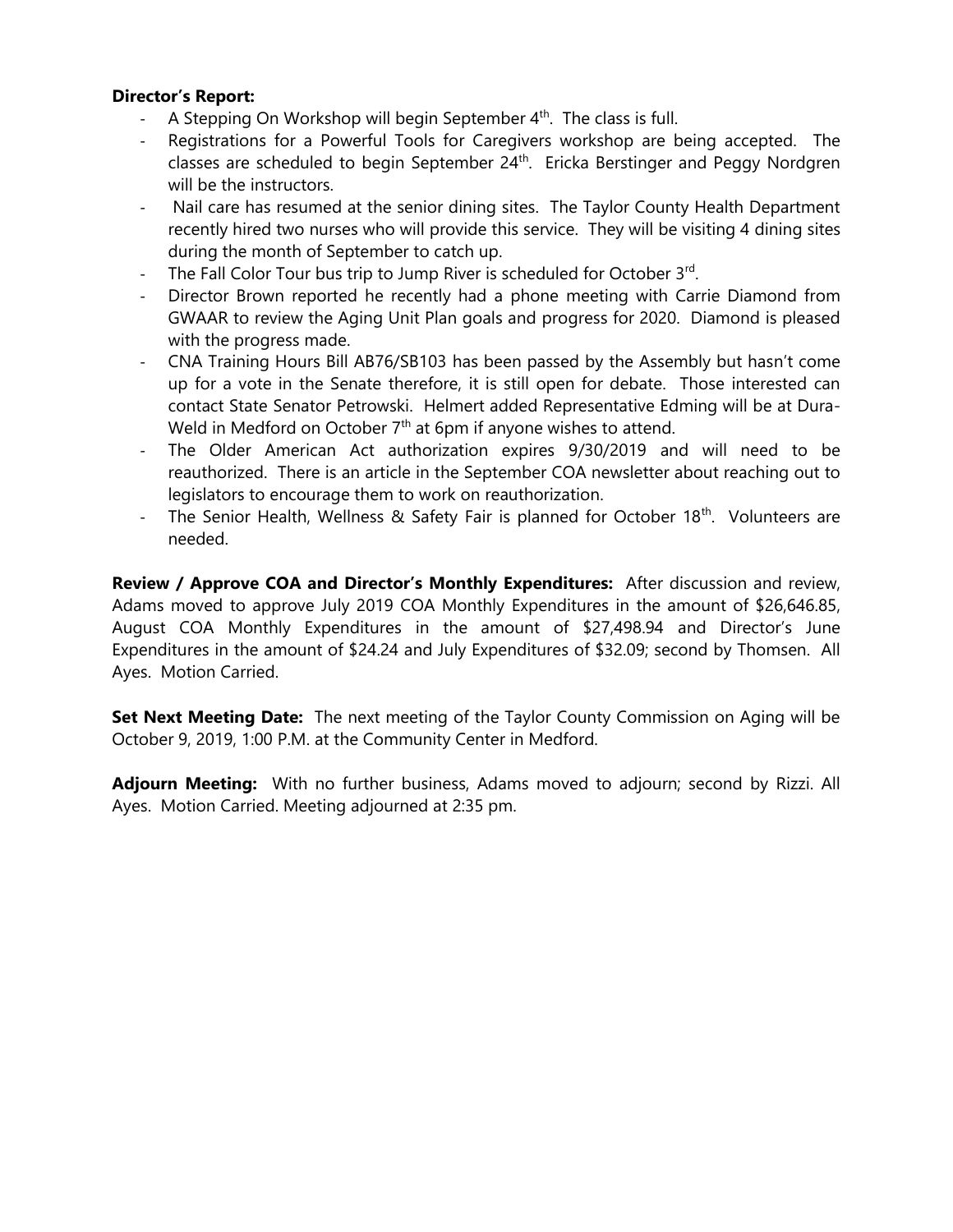**Director's Report:**

- A Stepping On Workshop will begin September 4th. The class is full.
- Registrations for a Powerful Tools for Caregivers workshop are being accepted. The classes are scheduled to begin September 24th. Ericka Berstinger and Peggy Nordgren will be the instructors.
- Nail care has resumed at the senior dining sites. The Taylor County Health Department recently hired two nurses who will provide this service. They will be visiting 4 dining sites during the month of September to catch up.
- The Fall Color Tour bus trip to Jump River is scheduled for October 3rd.
- Director Brown reported he recently had a phone meeting with Carrie Diamond from GWAAR to review the Aging Unit Plan goals and progress for 2020. Diamond is pleased with the progress made.
- CNA Training Hours Bill AB76/SB103 has been passed by the Assembly but hasn't come up for a vote in the Senate therefore, it is still open for debate. Those interested can contact State Senator Petrowski. Helmert added Representative Edming will be at Dura-Weld in Medford on October 7th at 6pm if anyone wishes to attend.
- The Older American Act authorization expires 9/30/2019 and will need to be reauthorized. There is an article in the September COA newsletter about reaching out to legislators to encourage them to work on reauthorization.
- The Senior Health, Wellness & Safety Fair is planned for October 18th. Volunteers are needed.

**Review / Approve COA and Director's Monthly Expenditures:** After discussion and review, Adams moved to approve July 2019 COA Monthly Expenditures in the amount of $26,646.85, August COA Monthly Expenditures in the amount of $27,498.94 and Director's June Expenditures in the amount of $24.24 and July Expenditures of $32.09; second by Thomsen. All Ayes. Motion Carried.

**Set Next Meeting Date:** The next meeting of the Taylor County Commission on Aging will be October 9, 2019, 1:00 P.M. at the Community Center in Medford.

**Adjourn Meeting:** With no further business, Adams moved to adjourn; second by Rizzi. All Ayes. Motion Carried. Meeting adjourned at 2:35 pm.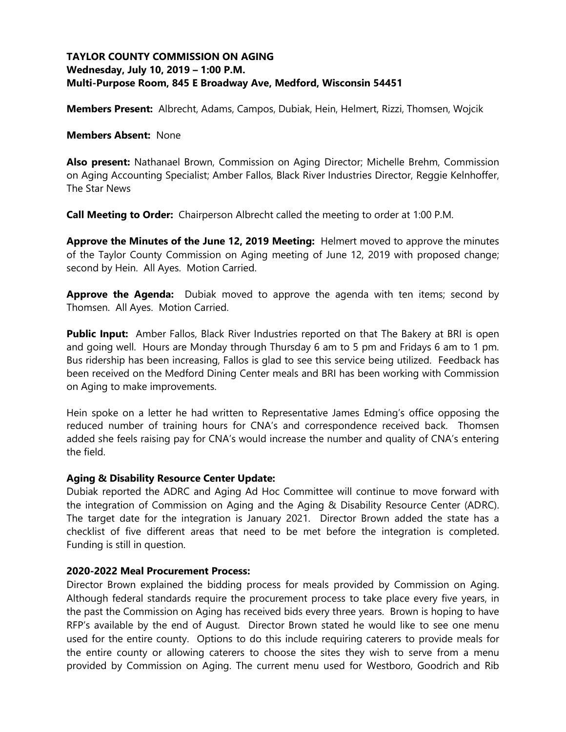**TAYLOR COUNTY COMMISSION ON AGING**
**Wednesday, July 10, 2019 – 1:00 P.M.**
**Multi-Purpose Room, 845 E Broadway Ave, Medford, Wisconsin 54451**

**Members Present:** Albrecht, Adams, Campos, Dubiak, Hein, Helmert, Rizzi, Thomsen, Wojcik

**Members Absent:** None

**Also present:** Nathanael Brown, Commission on Aging Director; Michelle Brehm, Commission on Aging Accounting Specialist; Amber Fallos, Black River Industries Director, Reggie Kelnhoffer, The Star News

**Call Meeting to Order:** Chairperson Albrecht called the meeting to order at 1:00 P.M.

**Approve the Minutes of the June 12, 2019 Meeting:** Helmert moved to approve the minutes of the Taylor County Commission on Aging meeting of June 12, 2019 with proposed change; second by Hein. All Ayes. Motion Carried.

**Approve the Agenda:** Dubiak moved to approve the agenda with ten items; second by Thomsen. All Ayes. Motion Carried.

**Public Input:** Amber Fallos, Black River Industries reported on that The Bakery at BRI is open and going well. Hours are Monday through Thursday 6 am to 5 pm and Fridays 6 am to 1 pm. Bus ridership has been increasing, Fallos is glad to see this service being utilized. Feedback has been received on the Medford Dining Center meals and BRI has been working with Commission on Aging to make improvements.

Hein spoke on a letter he had written to Representative James Edming's office opposing the reduced number of training hours for CNA's and correspondence received back. Thomsen added she feels raising pay for CNA's would increase the number and quality of CNA's entering the field.

**Aging & Disability Resource Center Update:**
Dubiak reported the ADRC and Aging Ad Hoc Committee will continue to move forward with the integration of Commission on Aging and the Aging & Disability Resource Center (ADRC). The target date for the integration is January 2021. Director Brown added the state has a checklist of five different areas that need to be met before the integration is completed. Funding is still in question.

**2020-2022 Meal Procurement Process:**
Director Brown explained the bidding process for meals provided by Commission on Aging. Although federal standards require the procurement process to take place every five years, in the past the Commission on Aging has received bids every three years. Brown is hoping to have RFP's available by the end of August. Director Brown stated he would like to see one menu used for the entire county. Options to do this include requiring caterers to provide meals for the entire county or allowing caterers to choose the sites they wish to serve from a menu provided by Commission on Aging. The current menu used for Westboro, Goodrich and Rib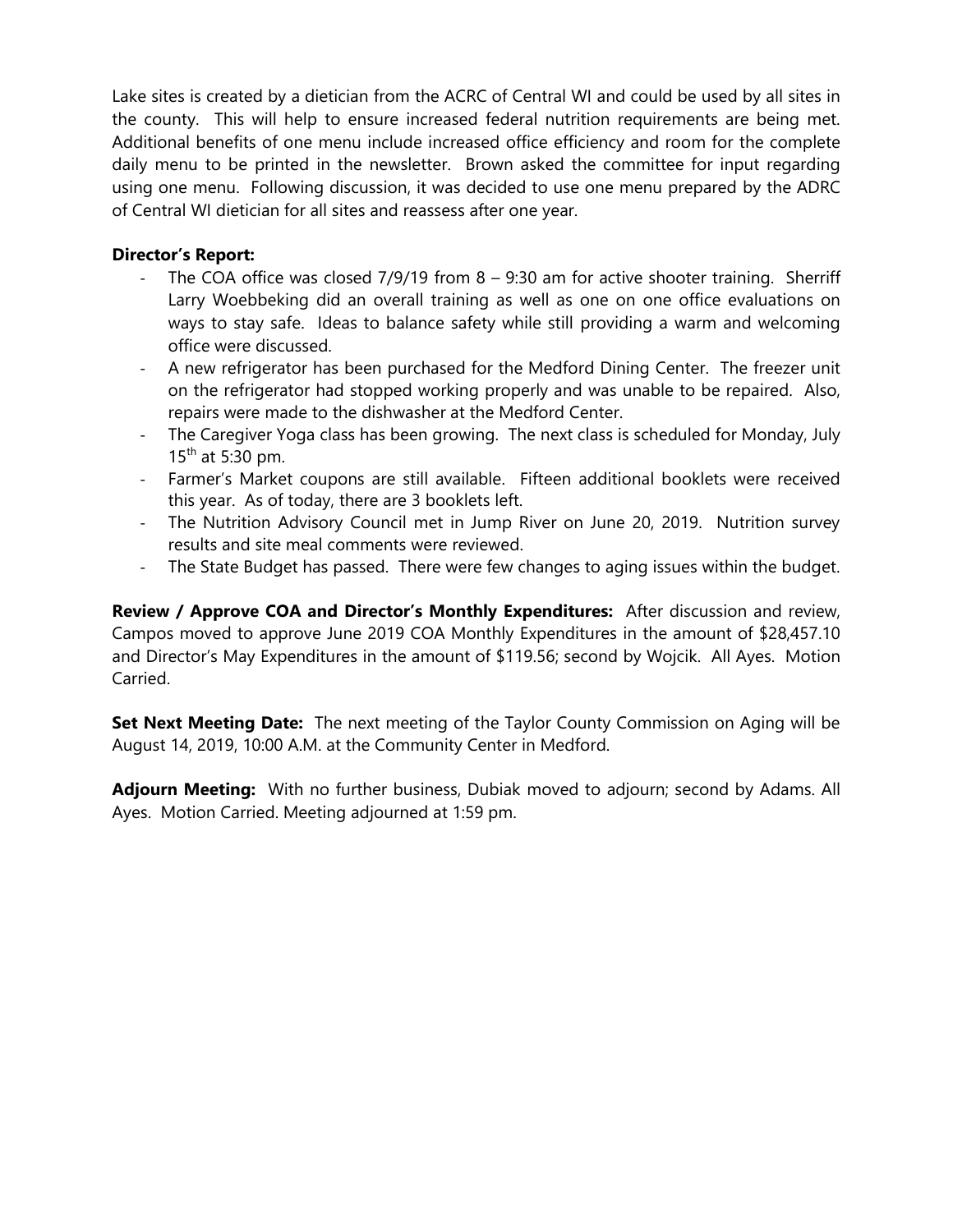Lake sites is created by a dietician from the ACRC of Central WI and could be used by all sites in the county. This will help to ensure increased federal nutrition requirements are being met. Additional benefits of one menu include increased office efficiency and room for the complete daily menu to be printed in the newsletter. Brown asked the committee for input regarding using one menu. Following discussion, it was decided to use one menu prepared by the ADRC of Central WI dietician for all sites and reassess after one year.

**Director's Report:**

- The COA office was closed 7/9/19 from 8 – 9:30 am for active shooter training. Sherriff Larry Woebbeking did an overall training as well as one on one office evaluations on ways to stay safe. Ideas to balance safety while still providing a warm and welcoming office were discussed.
- A new refrigerator has been purchased for the Medford Dining Center. The freezer unit on the refrigerator had stopped working properly and was unable to be repaired. Also, repairs were made to the dishwasher at the Medford Center.
- The Caregiver Yoga class has been growing. The next class is scheduled for Monday, July 15th at 5:30 pm.
- Farmer's Market coupons are still available. Fifteen additional booklets were received this year. As of today, there are 3 booklets left.
- The Nutrition Advisory Council met in Jump River on June 20, 2019. Nutrition survey results and site meal comments were reviewed.
- The State Budget has passed. There were few changes to aging issues within the budget.

**Review / Approve COA and Director's Monthly Expenditures:** After discussion and review, Campos moved to approve June 2019 COA Monthly Expenditures in the amount of $28,457.10 and Director's May Expenditures in the amount of $119.56; second by Wojcik. All Ayes. Motion Carried.

**Set Next Meeting Date:** The next meeting of the Taylor County Commission on Aging will be August 14, 2019, 10:00 A.M. at the Community Center in Medford.

**Adjourn Meeting:** With no further business, Dubiak moved to adjourn; second by Adams. All Ayes. Motion Carried. Meeting adjourned at 1:59 pm.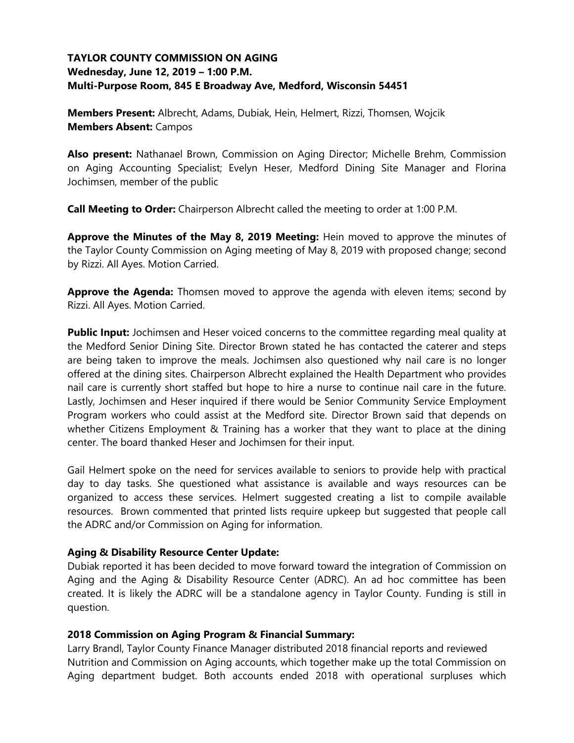**TAYLOR COUNTY COMMISSION ON AGING**
**Wednesday, June 12, 2019 – 1:00 P.M.**
**Multi-Purpose Room, 845 E Broadway Ave, Medford, Wisconsin 54451**

**Members Present:** Albrecht, Adams, Dubiak, Hein, Helmert, Rizzi, Thomsen, Wojcik
**Members Absent:** Campos

**Also present:** Nathanael Brown, Commission on Aging Director; Michelle Brehm, Commission on Aging Accounting Specialist; Evelyn Heser, Medford Dining Site Manager and Florina Jochimsen, member of the public

**Call Meeting to Order:** Chairperson Albrecht called the meeting to order at 1:00 P.M.

**Approve the Minutes of the May 8, 2019 Meeting:** Hein moved to approve the minutes of the Taylor County Commission on Aging meeting of May 8, 2019 with proposed change; second by Rizzi. All Ayes. Motion Carried.

**Approve the Agenda:** Thomsen moved to approve the agenda with eleven items; second by Rizzi. All Ayes. Motion Carried.

**Public Input:** Jochimsen and Heser voiced concerns to the committee regarding meal quality at the Medford Senior Dining Site. Director Brown stated he has contacted the caterer and steps are being taken to improve the meals. Jochimsen also questioned why nail care is no longer offered at the dining sites. Chairperson Albrecht explained the Health Department who provides nail care is currently short staffed but hope to hire a nurse to continue nail care in the future. Lastly, Jochimsen and Heser inquired if there would be Senior Community Service Employment Program workers who could assist at the Medford site. Director Brown said that depends on whether Citizens Employment & Training has a worker that they want to place at the dining center. The board thanked Heser and Jochimsen for their input.

Gail Helmert spoke on the need for services available to seniors to provide help with practical day to day tasks. She questioned what assistance is available and ways resources can be organized to access these services. Helmert suggested creating a list to compile available resources. Brown commented that printed lists require upkeep but suggested that people call the ADRC and/or Commission on Aging for information.

**Aging & Disability Resource Center Update:**
Dubiak reported it has been decided to move forward toward the integration of Commission on Aging and the Aging & Disability Resource Center (ADRC). An ad hoc committee has been created. It is likely the ADRC will be a standalone agency in Taylor County. Funding is still in question.

**2018 Commission on Aging Program & Financial Summary:**
Larry Brandl, Taylor County Finance Manager distributed 2018 financial reports and reviewed Nutrition and Commission on Aging accounts, which together make up the total Commission on Aging department budget. Both accounts ended 2018 with operational surpluses which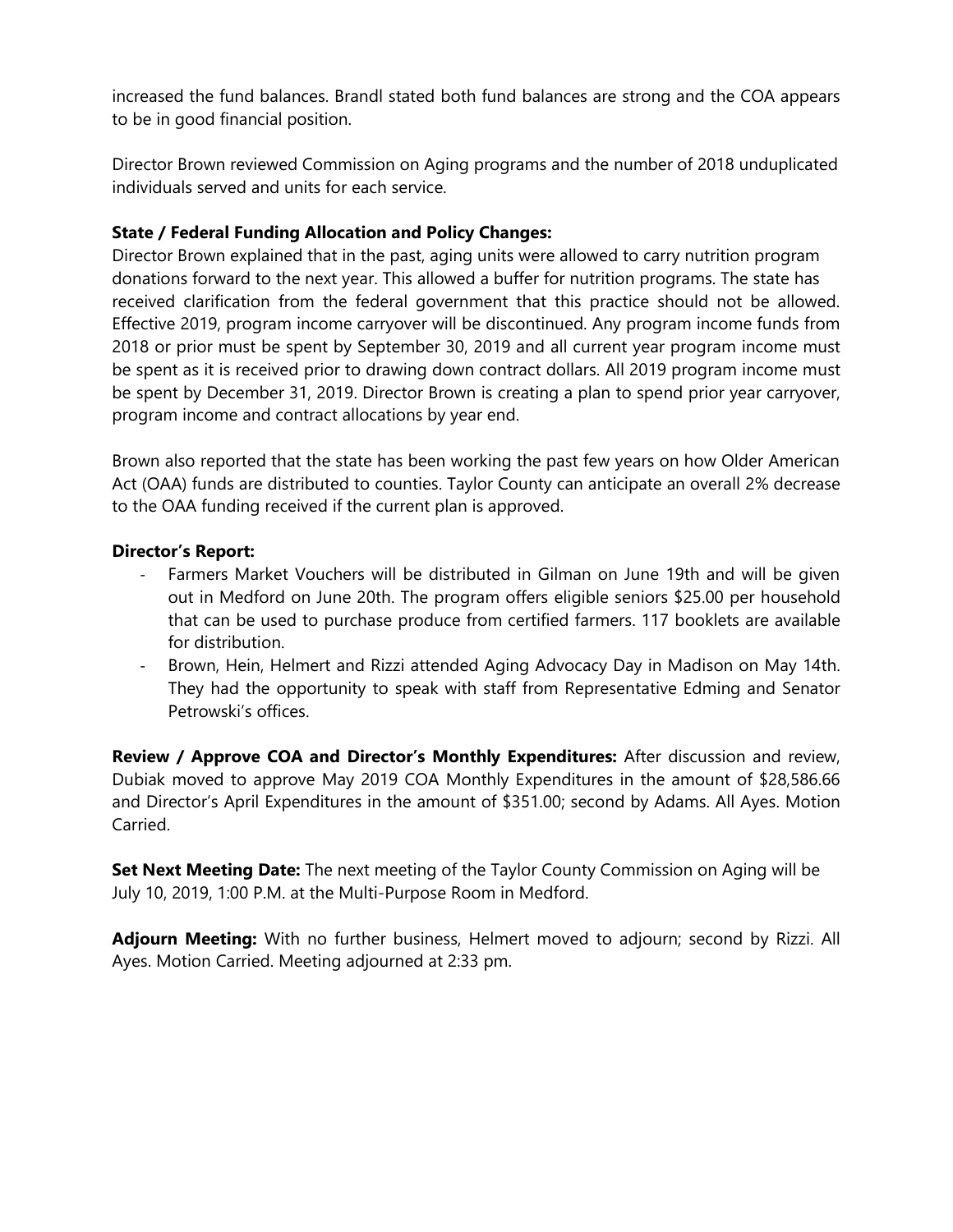increased the fund balances. Brandl stated both fund balances are strong and the COA appears to be in good financial position.

Director Brown reviewed Commission on Aging programs and the number of 2018 unduplicated individuals served and units for each service.

**State / Federal Funding Allocation and Policy Changes:**
Director Brown explained that in the past, aging units were allowed to carry nutrition program donations forward to the next year. This allowed a buffer for nutrition programs. The state has received clarification from the federal government that this practice should not be allowed. Effective 2019, program income carryover will be discontinued. Any program income funds from 2018 or prior must be spent by September 30, 2019 and all current year program income must be spent as it is received prior to drawing down contract dollars. All 2019 program income must be spent by December 31, 2019. Director Brown is creating a plan to spend prior year carryover, program income and contract allocations by year end.

Brown also reported that the state has been working the past few years on how Older American Act (OAA) funds are distributed to counties. Taylor County can anticipate an overall 2% decrease to the OAA funding received if the current plan is approved.

**Director's Report:**

- Farmers Market Vouchers will be distributed in Gilman on June 19th and will be given out in Medford on June 20th. The program offers eligible seniors $25.00 per household that can be used to purchase produce from certified farmers. 117 booklets are available for distribution.
- Brown, Hein, Helmert and Rizzi attended Aging Advocacy Day in Madison on May 14th. They had the opportunity to speak with staff from Representative Edming and Senator Petrowski's offices.

**Review / Approve COA and Director's Monthly Expenditures:** After discussion and review, Dubiak moved to approve May 2019 COA Monthly Expenditures in the amount of $28,586.66 and Director's April Expenditures in the amount of $351.00; second by Adams. All Ayes. Motion Carried.

**Set Next Meeting Date:** The next meeting of the Taylor County Commission on Aging will be July 10, 2019, 1:00 P.M. at the Multi-Purpose Room in Medford.

**Adjourn Meeting:** With no further business, Helmert moved to adjourn; second by Rizzi. All Ayes. Motion Carried. Meeting adjourned at 2:33 pm.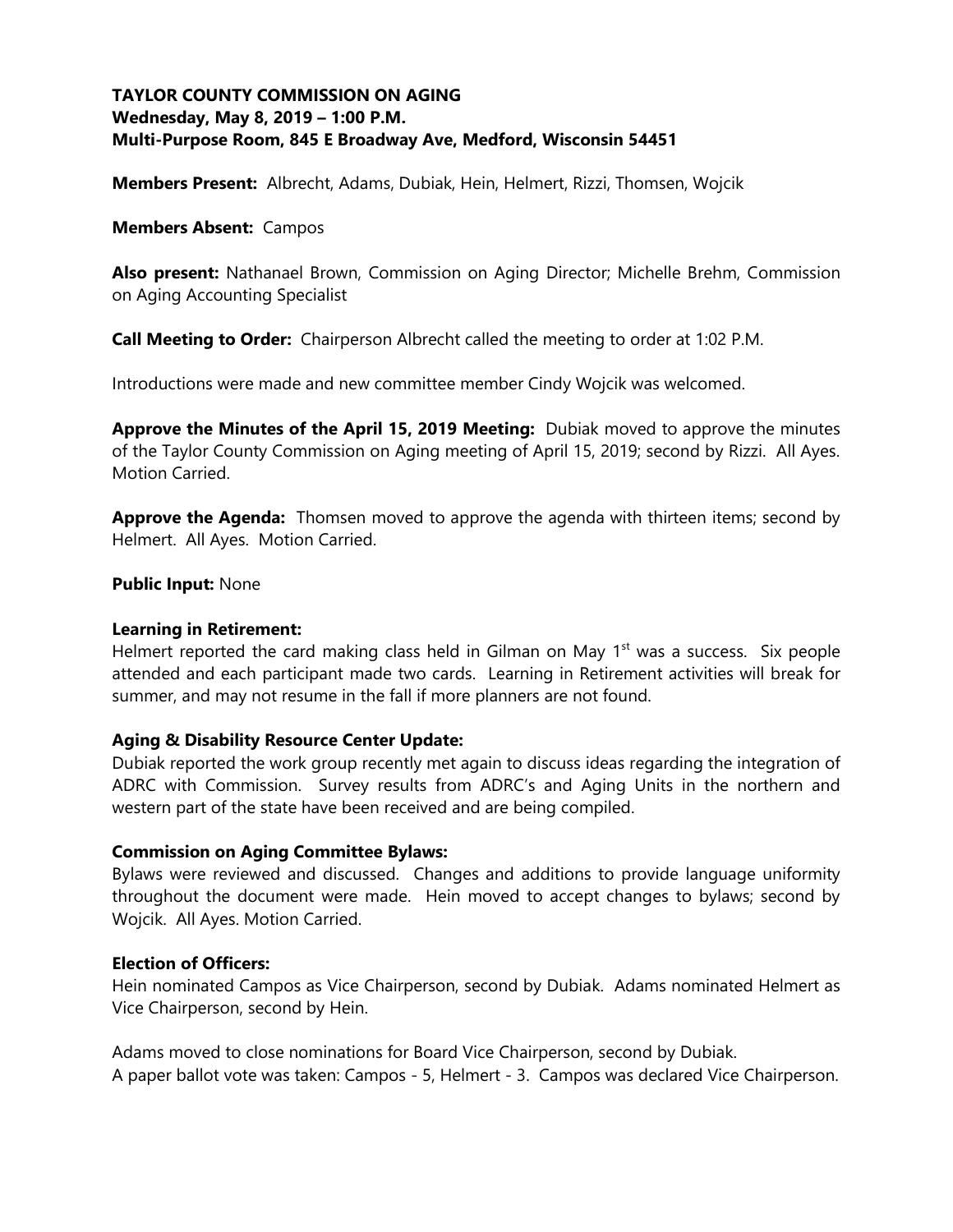**TAYLOR COUNTY COMMISSION ON AGING**
**Wednesday, May 8, 2019 – 1:00 P.M.**
**Multi-Purpose Room, 845 E Broadway Ave, Medford, Wisconsin 54451**

**Members Present:** Albrecht, Adams, Dubiak, Hein, Helmert, Rizzi, Thomsen, Wojcik

**Members Absent:** Campos

**Also present:** Nathanael Brown, Commission on Aging Director; Michelle Brehm, Commission on Aging Accounting Specialist

**Call Meeting to Order:** Chairperson Albrecht called the meeting to order at 1:02 P.M.

Introductions were made and new committee member Cindy Wojcik was welcomed.

**Approve the Minutes of the April 15, 2019 Meeting:** Dubiak moved to approve the minutes of the Taylor County Commission on Aging meeting of April 15, 2019; second by Rizzi. All Ayes. Motion Carried.

**Approve the Agenda:** Thomsen moved to approve the agenda with thirteen items; second by Helmert. All Ayes. Motion Carried.

**Public Input:** None

**Learning in Retirement:**
Helmert reported the card making class held in Gilman on May 1st was a success. Six people attended and each participant made two cards. Learning in Retirement activities will break for summer, and may not resume in the fall if more planners are not found.

**Aging & Disability Resource Center Update:**
Dubiak reported the work group recently met again to discuss ideas regarding the integration of ADRC with Commission. Survey results from ADRC's and Aging Units in the northern and western part of the state have been received and are being compiled.

**Commission on Aging Committee Bylaws:**
Bylaws were reviewed and discussed. Changes and additions to provide language uniformity throughout the document were made. Hein moved to accept changes to bylaws; second by Wojcik. All Ayes. Motion Carried.

**Election of Officers:**
Hein nominated Campos as Vice Chairperson, second by Dubiak. Adams nominated Helmert as Vice Chairperson, second by Hein.

Adams moved to close nominations for Board Vice Chairperson, second by Dubiak.
A paper ballot vote was taken: Campos - 5, Helmert - 3. Campos was declared Vice Chairperson.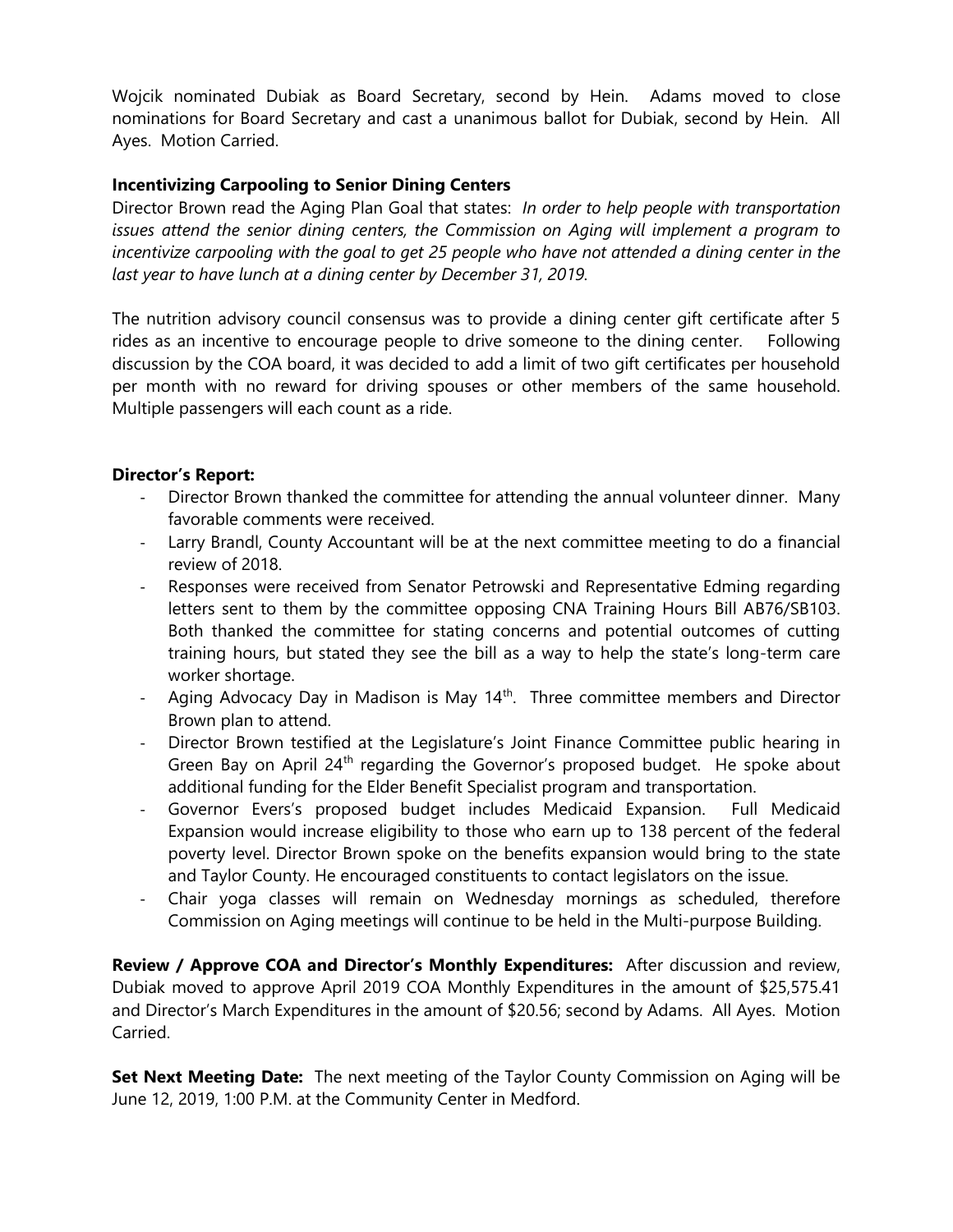Wojcik nominated Dubiak as Board Secretary, second by Hein. Adams moved to close nominations for Board Secretary and cast a unanimous ballot for Dubiak, second by Hein. All Ayes. Motion Carried.

**Incentivizing Carpooling to Senior Dining Centers**

Director Brown read the Aging Plan Goal that states: *In order to help people with transportation issues attend the senior dining centers, the Commission on Aging will implement a program to incentivize carpooling with the goal to get 25 people who have not attended a dining center in the last year to have lunch at a dining center by December 31, 2019.*

The nutrition advisory council consensus was to provide a dining center gift certificate after 5 rides as an incentive to encourage people to drive someone to the dining center. Following discussion by the COA board, it was decided to add a limit of two gift certificates per household per month with no reward for driving spouses or other members of the same household. Multiple passengers will each count as a ride.

**Director's Report:**

- Director Brown thanked the committee for attending the annual volunteer dinner. Many favorable comments were received.
- Larry Brandl, County Accountant will be at the next committee meeting to do a financial review of 2018.
- Responses were received from Senator Petrowski and Representative Edming regarding letters sent to them by the committee opposing CNA Training Hours Bill AB76/SB103. Both thanked the committee for stating concerns and potential outcomes of cutting training hours, but stated they see the bill as a way to help the state's long-term care worker shortage.
- Aging Advocacy Day in Madison is May 14th. Three committee members and Director Brown plan to attend.
- Director Brown testified at the Legislature's Joint Finance Committee public hearing in Green Bay on April 24th regarding the Governor's proposed budget. He spoke about additional funding for the Elder Benefit Specialist program and transportation.
- Governor Evers's proposed budget includes Medicaid Expansion. Full Medicaid Expansion would increase eligibility to those who earn up to 138 percent of the federal poverty level. Director Brown spoke on the benefits expansion would bring to the state and Taylor County. He encouraged constituents to contact legislators on the issue.
- Chair yoga classes will remain on Wednesday mornings as scheduled, therefore Commission on Aging meetings will continue to be held in the Multi-purpose Building.

**Review / Approve COA and Director's Monthly Expenditures:** After discussion and review, Dubiak moved to approve April 2019 COA Monthly Expenditures in the amount of $25,575.41 and Director's March Expenditures in the amount of $20.56; second by Adams. All Ayes. Motion Carried.

**Set Next Meeting Date:** The next meeting of the Taylor County Commission on Aging will be June 12, 2019, 1:00 P.M. at the Community Center in Medford.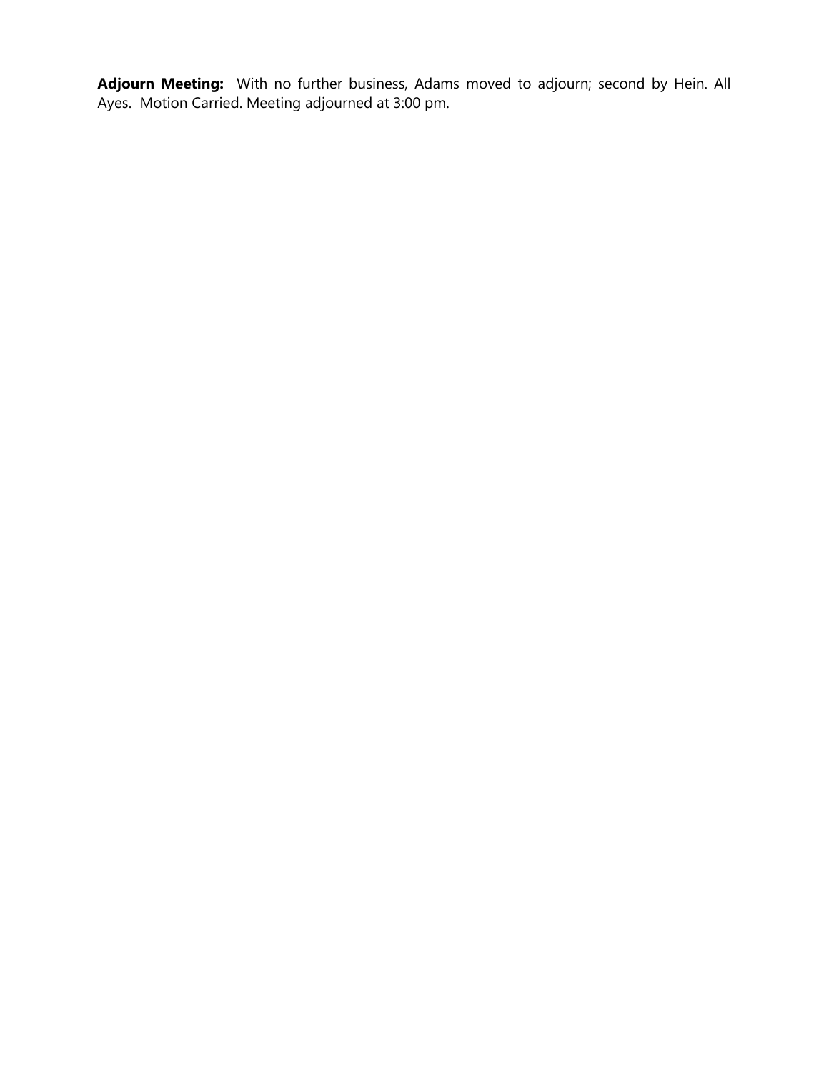**Adjourn Meeting:** With no further business, Adams moved to adjourn; second by Hein. All Ayes. Motion Carried. Meeting adjourned at 3:00 pm.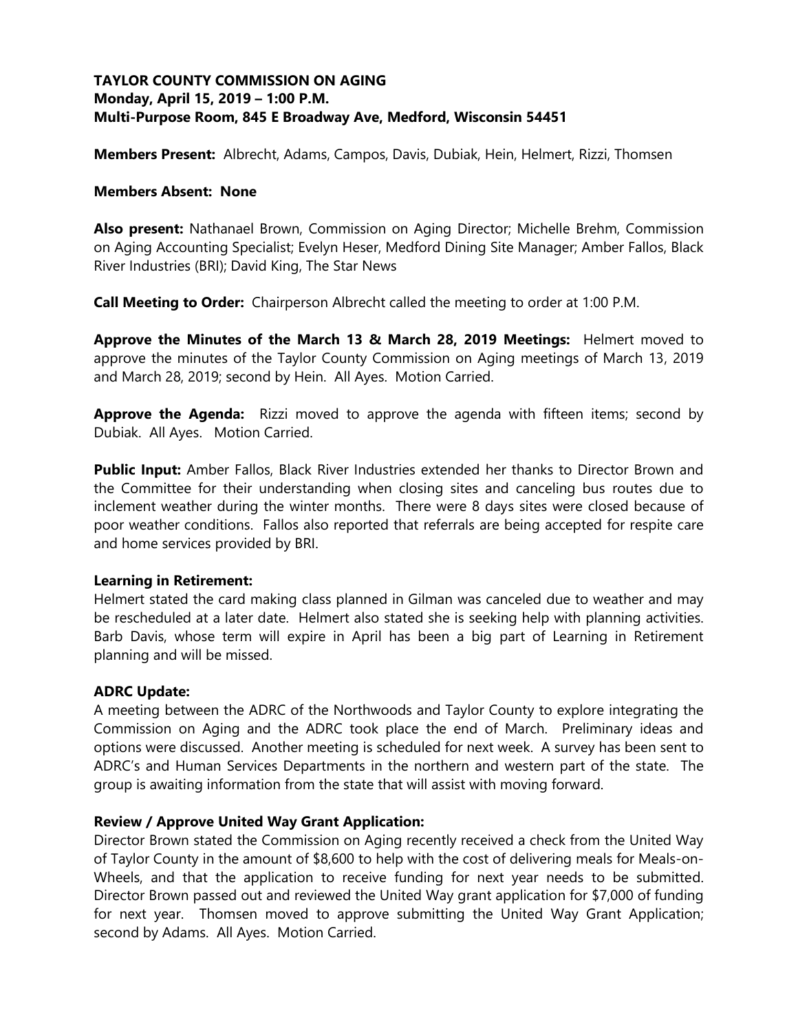**TAYLOR COUNTY COMMISSION ON AGING**
**Monday, April 15, 2019 – 1:00 P.M.**
**Multi-Purpose Room, 845 E Broadway Ave, Medford, Wisconsin 54451**

**Members Present:** Albrecht, Adams, Campos, Davis, Dubiak, Hein, Helmert, Rizzi, Thomsen

**Members Absent: None**

**Also present:** Nathanael Brown, Commission on Aging Director; Michelle Brehm, Commission on Aging Accounting Specialist; Evelyn Heser, Medford Dining Site Manager; Amber Fallos, Black River Industries (BRI); David King, The Star News

**Call Meeting to Order:** Chairperson Albrecht called the meeting to order at 1:00 P.M.

**Approve the Minutes of the March 13 & March 28, 2019 Meetings:** Helmert moved to approve the minutes of the Taylor County Commission on Aging meetings of March 13, 2019 and March 28, 2019; second by Hein. All Ayes. Motion Carried.

**Approve the Agenda:** Rizzi moved to approve the agenda with fifteen items; second by Dubiak. All Ayes. Motion Carried.

**Public Input:** Amber Fallos, Black River Industries extended her thanks to Director Brown and the Committee for their understanding when closing sites and canceling bus routes due to inclement weather during the winter months. There were 8 days sites were closed because of poor weather conditions. Fallos also reported that referrals are being accepted for respite care and home services provided by BRI.

**Learning in Retirement:**
Helmert stated the card making class planned in Gilman was canceled due to weather and may be rescheduled at a later date. Helmert also stated she is seeking help with planning activities. Barb Davis, whose term will expire in April has been a big part of Learning in Retirement planning and will be missed.

**ADRC Update:**
A meeting between the ADRC of the Northwoods and Taylor County to explore integrating the Commission on Aging and the ADRC took place the end of March. Preliminary ideas and options were discussed. Another meeting is scheduled for next week. A survey has been sent to ADRC's and Human Services Departments in the northern and western part of the state. The group is awaiting information from the state that will assist with moving forward.

**Review / Approve United Way Grant Application:**
Director Brown stated the Commission on Aging recently received a check from the United Way of Taylor County in the amount of $8,600 to help with the cost of delivering meals for Meals-on-Wheels, and that the application to receive funding for next year needs to be submitted. Director Brown passed out and reviewed the United Way grant application for $7,000 of funding for next year. Thomsen moved to approve submitting the United Way Grant Application; second by Adams. All Ayes. Motion Carried.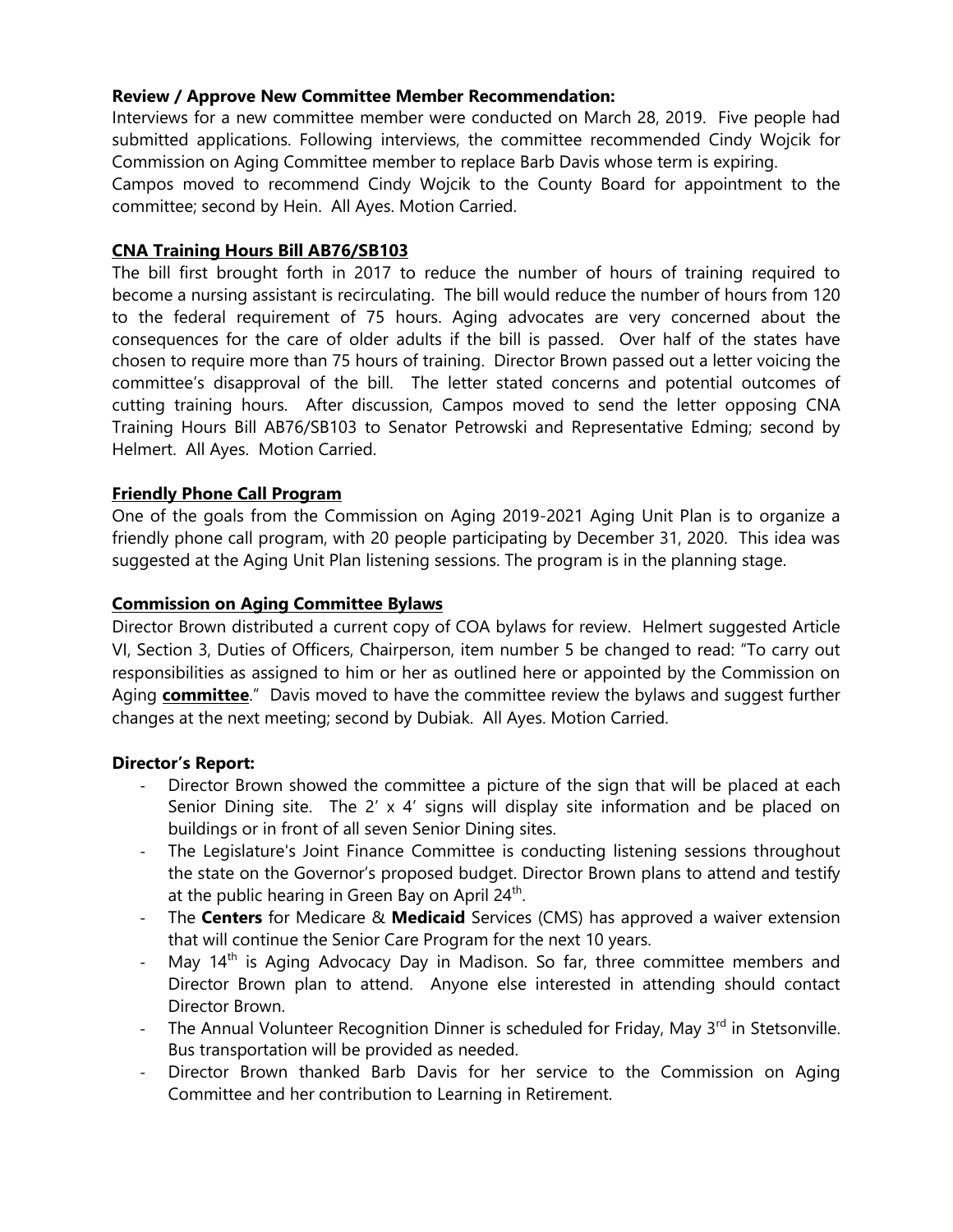**Review / Approve New Committee Member Recommendation:**

Interviews for a new committee member were conducted on March 28, 2019. Five people had submitted applications. Following interviews, the committee recommended Cindy Wojcik for Commission on Aging Committee member to replace Barb Davis whose term is expiring.

Campos moved to recommend Cindy Wojcik to the County Board for appointment to the committee; second by Hein. All Ayes. Motion Carried.

**CNA Training Hours Bill AB76/SB103**

The bill first brought forth in 2017 to reduce the number of hours of training required to become a nursing assistant is recirculating. The bill would reduce the number of hours from 120 to the federal requirement of 75 hours. Aging advocates are very concerned about the consequences for the care of older adults if the bill is passed. Over half of the states have chosen to require more than 75 hours of training. Director Brown passed out a letter voicing the committee's disapproval of the bill. The letter stated concerns and potential outcomes of cutting training hours. After discussion, Campos moved to send the letter opposing CNA Training Hours Bill AB76/SB103 to Senator Petrowski and Representative Edming; second by Helmert. All Ayes. Motion Carried.

**Friendly Phone Call Program**

One of the goals from the Commission on Aging 2019-2021 Aging Unit Plan is to organize a friendly phone call program, with 20 people participating by December 31, 2020. This idea was suggested at the Aging Unit Plan listening sessions. The program is in the planning stage.

**Commission on Aging Committee Bylaws**

Director Brown distributed a current copy of COA bylaws for review. Helmert suggested Article VI, Section 3, Duties of Officers, Chairperson, item number 5 be changed to read: "To carry out responsibilities as assigned to him or her as outlined here or appointed by the Commission on Aging **committee**." Davis moved to have the committee review the bylaws and suggest further changes at the next meeting; second by Dubiak. All Ayes. Motion Carried.

**Director's Report:**

- Director Brown showed the committee a picture of the sign that will be placed at each Senior Dining site. The 2' x 4' signs will display site information and be placed on buildings or in front of all seven Senior Dining sites.
- The Legislature's Joint Finance Committee is conducting listening sessions throughout the state on the Governor's proposed budget. Director Brown plans to attend and testify at the public hearing in Green Bay on April 24th.
- The **Centers** for Medicare & **Medicaid** Services (CMS) has approved a waiver extension that will continue the Senior Care Program for the next 10 years.
- May 14th is Aging Advocacy Day in Madison. So far, three committee members and Director Brown plan to attend. Anyone else interested in attending should contact Director Brown.
- The Annual Volunteer Recognition Dinner is scheduled for Friday, May 3rd in Stetsonville. Bus transportation will be provided as needed.
- Director Brown thanked Barb Davis for her service to the Commission on Aging Committee and her contribution to Learning in Retirement.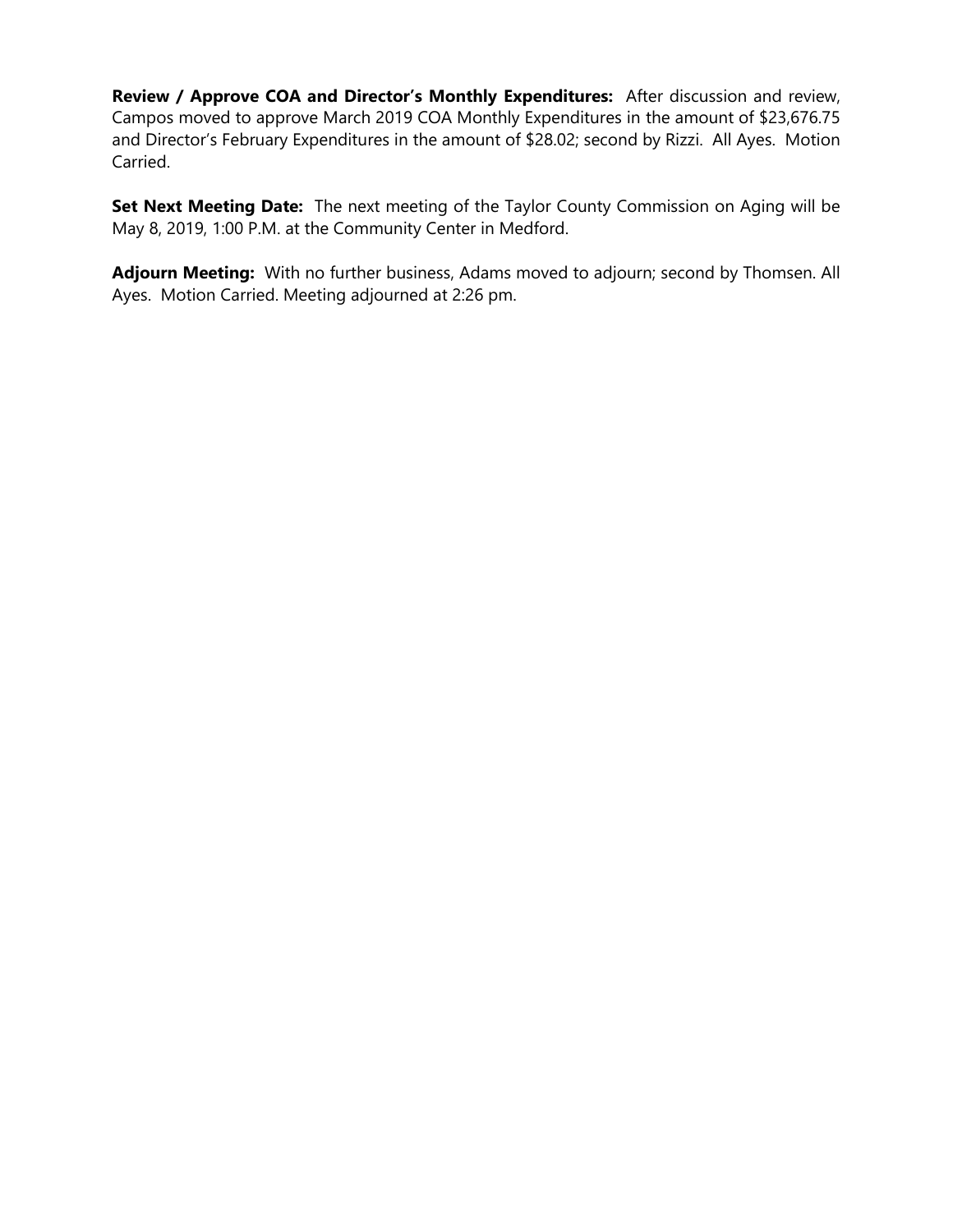**Review / Approve COA and Director's Monthly Expenditures:** After discussion and review, Campos moved to approve March 2019 COA Monthly Expenditures in the amount of $23,676.75 and Director's February Expenditures in the amount of $28.02; second by Rizzi. All Ayes. Motion Carried.

**Set Next Meeting Date:** The next meeting of the Taylor County Commission on Aging will be May 8, 2019, 1:00 P.M. at the Community Center in Medford.

**Adjourn Meeting:** With no further business, Adams moved to adjourn; second by Thomsen. All Ayes. Motion Carried. Meeting adjourned at 2:26 pm.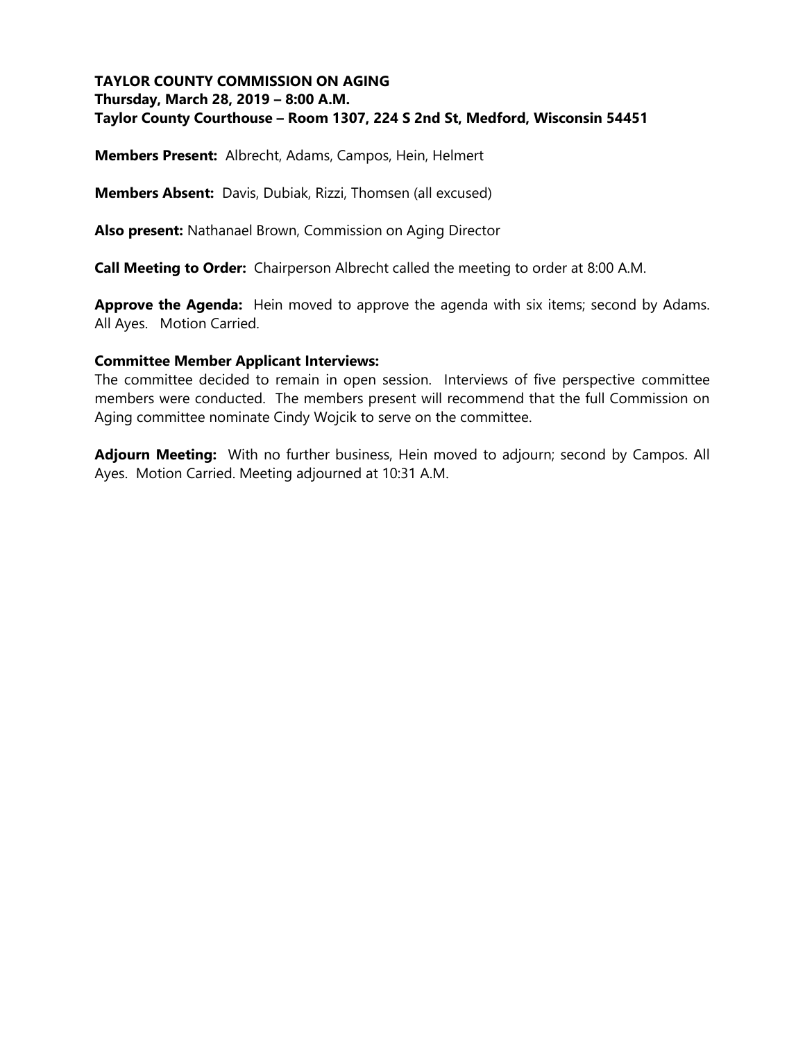**TAYLOR COUNTY COMMISSION ON AGING**
**Thursday, March 28, 2019 – 8:00 A.M.**
**Taylor County Courthouse – Room 1307, 224 S 2nd St, Medford, Wisconsin 54451**

**Members Present:** Albrecht, Adams, Campos, Hein, Helmert

**Members Absent:** Davis, Dubiak, Rizzi, Thomsen (all excused)

**Also present:** Nathanael Brown, Commission on Aging Director

**Call Meeting to Order:** Chairperson Albrecht called the meeting to order at 8:00 A.M.

**Approve the Agenda:** Hein moved to approve the agenda with six items; second by Adams. All Ayes. Motion Carried.

**Committee Member Applicant Interviews:**
The committee decided to remain in open session. Interviews of five perspective committee members were conducted. The members present will recommend that the full Commission on Aging committee nominate Cindy Wojcik to serve on the committee.

**Adjourn Meeting:** With no further business, Hein moved to adjourn; second by Campos. All Ayes. Motion Carried. Meeting adjourned at 10:31 A.M.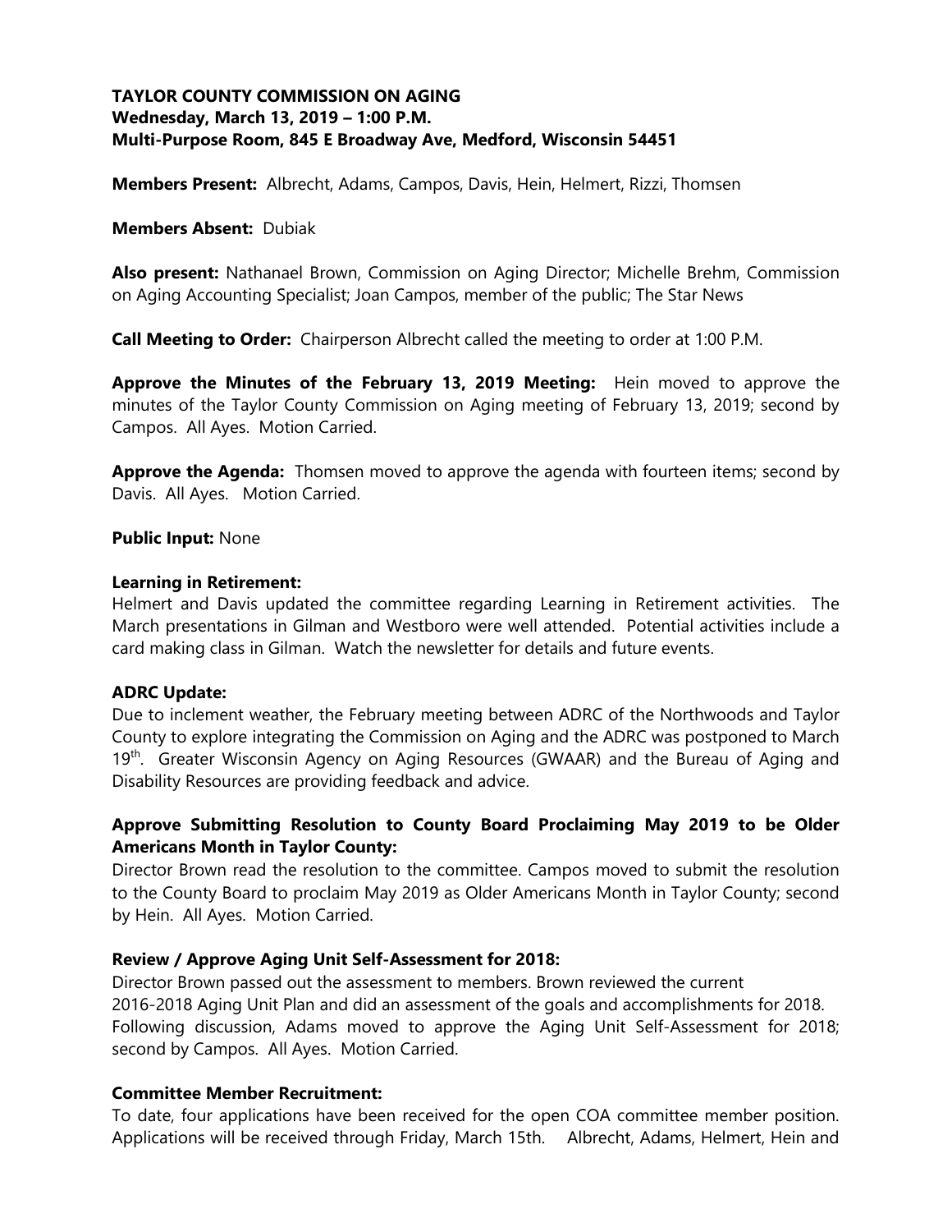**TAYLOR COUNTY COMMISSION ON AGING**
**Wednesday, March 13, 2019 – 1:00 P.M.**
**Multi-Purpose Room, 845 E Broadway Ave, Medford, Wisconsin 54451**

**Members Present:** Albrecht, Adams, Campos, Davis, Hein, Helmert, Rizzi, Thomsen

**Members Absent:** Dubiak

**Also present:** Nathanael Brown, Commission on Aging Director; Michelle Brehm, Commission on Aging Accounting Specialist; Joan Campos, member of the public; The Star News

**Call Meeting to Order:** Chairperson Albrecht called the meeting to order at 1:00 P.M.

**Approve the Minutes of the February 13, 2019 Meeting:** Hein moved to approve the minutes of the Taylor County Commission on Aging meeting of February 13, 2019; second by Campos. All Ayes. Motion Carried.

**Approve the Agenda:** Thomsen moved to approve the agenda with fourteen items; second by Davis. All Ayes. Motion Carried.

**Public Input:** None

**Learning in Retirement:**
Helmert and Davis updated the committee regarding Learning in Retirement activities. The March presentations in Gilman and Westboro were well attended. Potential activities include a card making class in Gilman. Watch the newsletter for details and future events.

**ADRC Update:**
Due to inclement weather, the February meeting between ADRC of the Northwoods and Taylor County to explore integrating the Commission on Aging and the ADRC was postponed to March 19th. Greater Wisconsin Agency on Aging Resources (GWAAR) and the Bureau of Aging and Disability Resources are providing feedback and advice.

**Approve Submitting Resolution to County Board Proclaiming May 2019 to be Older Americans Month in Taylor County:**
Director Brown read the resolution to the committee. Campos moved to submit the resolution to the County Board to proclaim May 2019 as Older Americans Month in Taylor County; second by Hein. All Ayes. Motion Carried.

**Review / Approve Aging Unit Self-Assessment for 2018:**
Director Brown passed out the assessment to members. Brown reviewed the current 2016-2018 Aging Unit Plan and did an assessment of the goals and accomplishments for 2018. Following discussion, Adams moved to approve the Aging Unit Self-Assessment for 2018; second by Campos. All Ayes. Motion Carried.

**Committee Member Recruitment:**
To date, four applications have been received for the open COA committee member position. Applications will be received through Friday, March 15th. Albrecht, Adams, Helmert, Hein and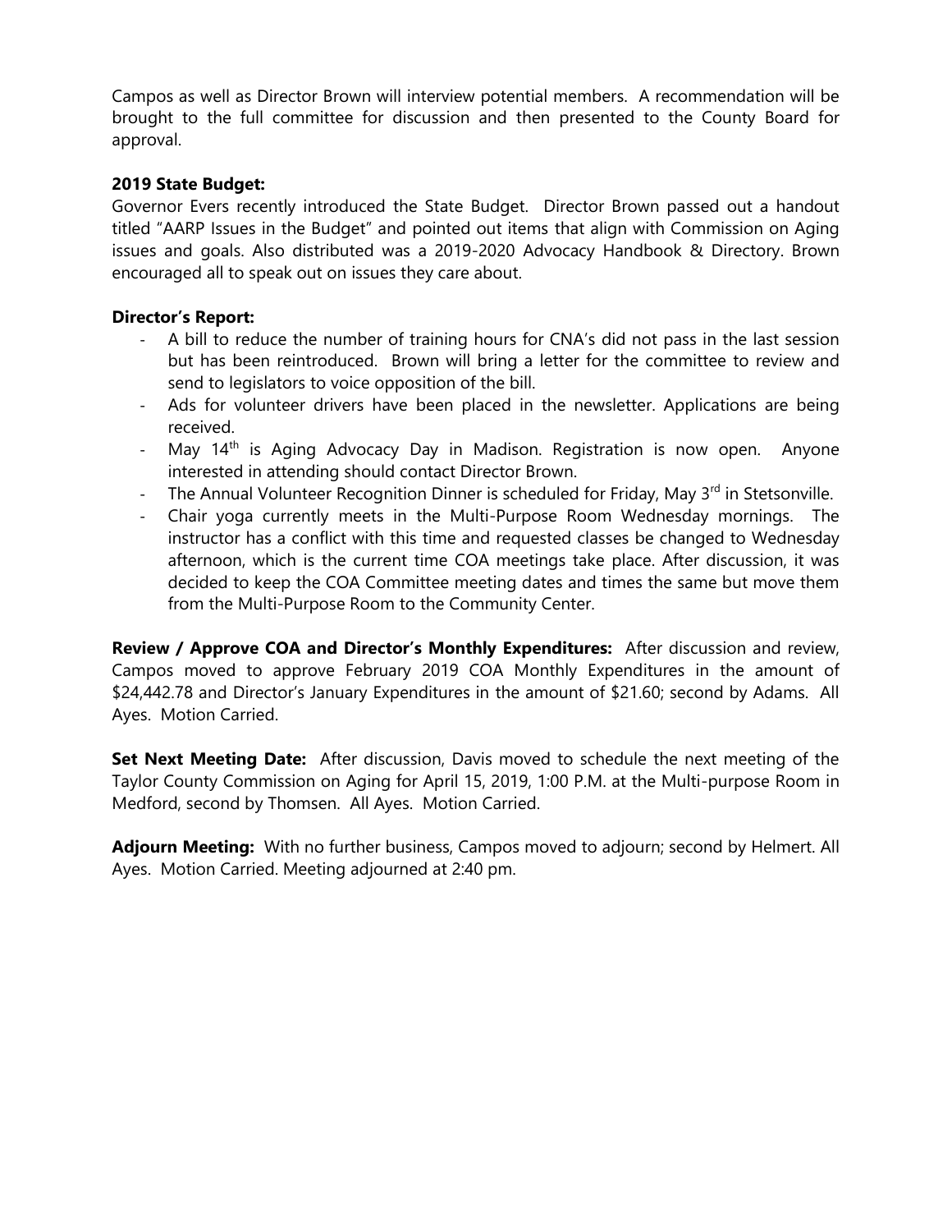Campos as well as Director Brown will interview potential members. A recommendation will be brought to the full committee for discussion and then presented to the County Board for approval.

**2019 State Budget:**
Governor Evers recently introduced the State Budget. Director Brown passed out a handout titled "AARP Issues in the Budget" and pointed out items that align with Commission on Aging issues and goals. Also distributed was a 2019-2020 Advocacy Handbook & Directory. Brown encouraged all to speak out on issues they care about.

**Director's Report:**

- A bill to reduce the number of training hours for CNA's did not pass in the last session but has been reintroduced. Brown will bring a letter for the committee to review and send to legislators to voice opposition of the bill.
- Ads for volunteer drivers have been placed in the newsletter. Applications are being received.
- May 14th is Aging Advocacy Day in Madison. Registration is now open. Anyone interested in attending should contact Director Brown.
- The Annual Volunteer Recognition Dinner is scheduled for Friday, May 3rd in Stetsonville.
- Chair yoga currently meets in the Multi-Purpose Room Wednesday mornings. The instructor has a conflict with this time and requested classes be changed to Wednesday afternoon, which is the current time COA meetings take place. After discussion, it was decided to keep the COA Committee meeting dates and times the same but move them from the Multi-Purpose Room to the Community Center.

**Review / Approve COA and Director's Monthly Expenditures:** After discussion and review, Campos moved to approve February 2019 COA Monthly Expenditures in the amount of $24,442.78 and Director's January Expenditures in the amount of $21.60; second by Adams. All Ayes. Motion Carried.

**Set Next Meeting Date:** After discussion, Davis moved to schedule the next meeting of the Taylor County Commission on Aging for April 15, 2019, 1:00 P.M. at the Multi-purpose Room in Medford, second by Thomsen. All Ayes. Motion Carried.

**Adjourn Meeting:** With no further business, Campos moved to adjourn; second by Helmert. All Ayes. Motion Carried. Meeting adjourned at 2:40 pm.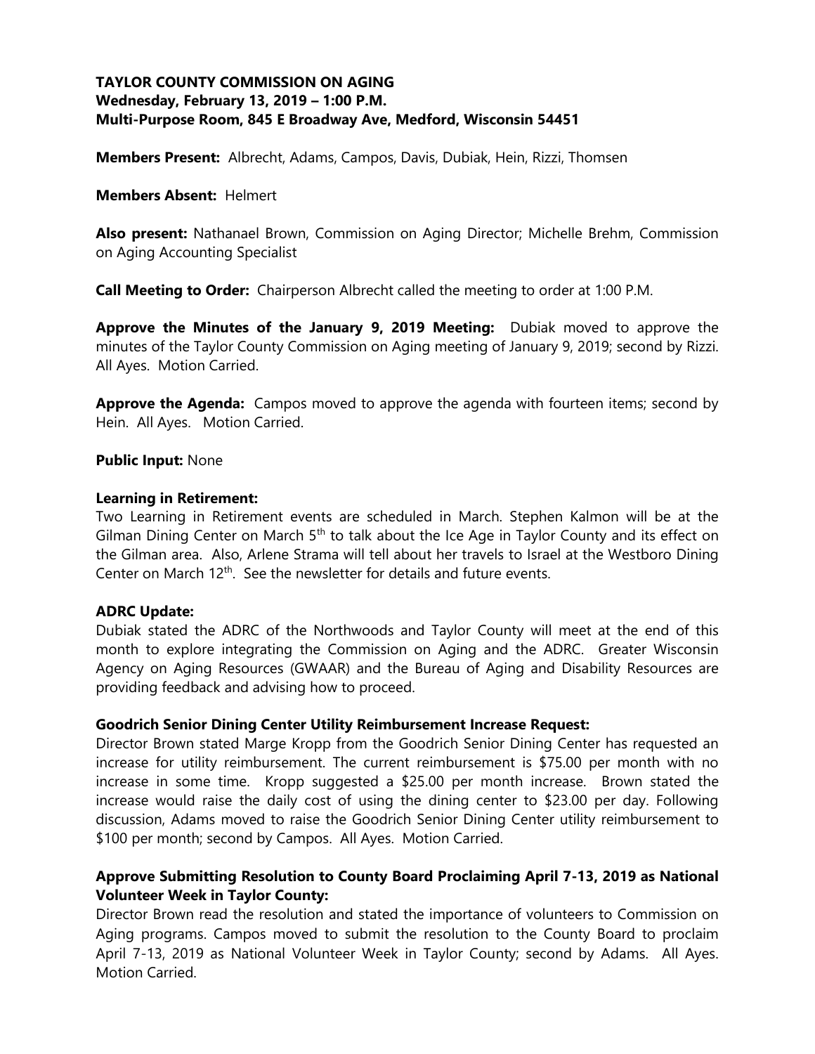**TAYLOR COUNTY COMMISSION ON AGING**
**Wednesday, February 13, 2019 – 1:00 P.M.**
**Multi-Purpose Room, 845 E Broadway Ave, Medford, Wisconsin 54451**

**Members Present:** Albrecht, Adams, Campos, Davis, Dubiak, Hein, Rizzi, Thomsen

**Members Absent:** Helmert

**Also present:** Nathanael Brown, Commission on Aging Director; Michelle Brehm, Commission on Aging Accounting Specialist

**Call Meeting to Order:** Chairperson Albrecht called the meeting to order at 1:00 P.M.

**Approve the Minutes of the January 9, 2019 Meeting:** Dubiak moved to approve the minutes of the Taylor County Commission on Aging meeting of January 9, 2019; second by Rizzi. All Ayes. Motion Carried.

**Approve the Agenda:** Campos moved to approve the agenda with fourteen items; second by Hein. All Ayes. Motion Carried.

**Public Input:** None

**Learning in Retirement:**
Two Learning in Retirement events are scheduled in March. Stephen Kalmon will be at the Gilman Dining Center on March 5th to talk about the Ice Age in Taylor County and its effect on the Gilman area. Also, Arlene Strama will tell about her travels to Israel at the Westboro Dining Center on March 12th. See the newsletter for details and future events.

**ADRC Update:**
Dubiak stated the ADRC of the Northwoods and Taylor County will meet at the end of this month to explore integrating the Commission on Aging and the ADRC. Greater Wisconsin Agency on Aging Resources (GWAAR) and the Bureau of Aging and Disability Resources are providing feedback and advising how to proceed.

**Goodrich Senior Dining Center Utility Reimbursement Increase Request:**
Director Brown stated Marge Kropp from the Goodrich Senior Dining Center has requested an increase for utility reimbursement. The current reimbursement is $75.00 per month with no increase in some time. Kropp suggested a $25.00 per month increase. Brown stated the increase would raise the daily cost of using the dining center to $23.00 per day. Following discussion, Adams moved to raise the Goodrich Senior Dining Center utility reimbursement to $100 per month; second by Campos. All Ayes. Motion Carried.

**Approve Submitting Resolution to County Board Proclaiming April 7-13, 2019 as National Volunteer Week in Taylor County:**
Director Brown read the resolution and stated the importance of volunteers to Commission on Aging programs. Campos moved to submit the resolution to the County Board to proclaim April 7-13, 2019 as National Volunteer Week in Taylor County; second by Adams. All Ayes. Motion Carried.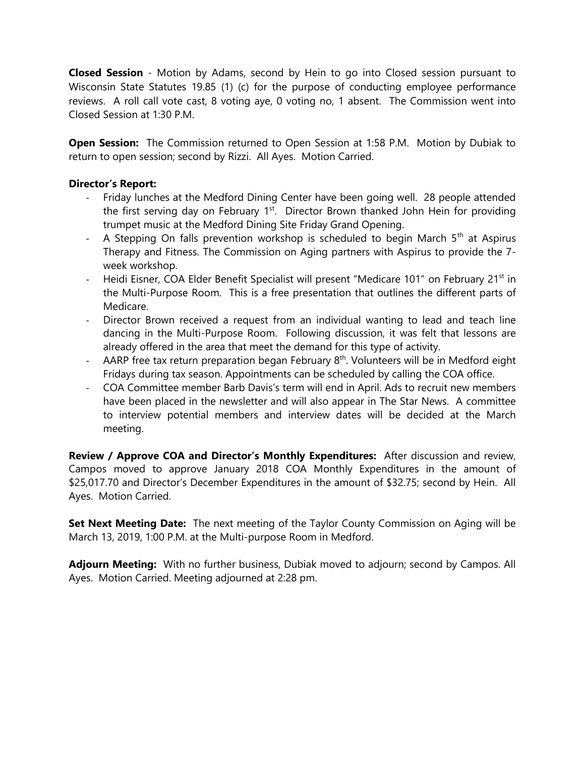**Closed Session** - Motion by Adams, second by Hein to go into Closed session pursuant to Wisconsin State Statutes 19.85 (1) (c) for the purpose of conducting employee performance reviews. A roll call vote cast, 8 voting aye, 0 voting no, 1 absent. The Commission went into Closed Session at 1:30 P.M.

**Open Session:** The Commission returned to Open Session at 1:58 P.M. Motion by Dubiak to return to open session; second by Rizzi. All Ayes. Motion Carried.

**Director's Report:**

- Friday lunches at the Medford Dining Center have been going well. 28 people attended the first serving day on February 1st. Director Brown thanked John Hein for providing trumpet music at the Medford Dining Site Friday Grand Opening.
- A Stepping On falls prevention workshop is scheduled to begin March 5th at Aspirus Therapy and Fitness. The Commission on Aging partners with Aspirus to provide the 7-week workshop.
- Heidi Eisner, COA Elder Benefit Specialist will present "Medicare 101" on February 21st in the Multi-Purpose Room. This is a free presentation that outlines the different parts of Medicare.
- Director Brown received a request from an individual wanting to lead and teach line dancing in the Multi-Purpose Room. Following discussion, it was felt that lessons are already offered in the area that meet the demand for this type of activity.
- AARP free tax return preparation began February 8th. Volunteers will be in Medford eight Fridays during tax season. Appointments can be scheduled by calling the COA office.
- COA Committee member Barb Davis's term will end in April. Ads to recruit new members have been placed in the newsletter and will also appear in The Star News. A committee to interview potential members and interview dates will be decided at the March meeting.

**Review / Approve COA and Director's Monthly Expenditures:** After discussion and review, Campos moved to approve January 2018 COA Monthly Expenditures in the amount of $25,017.70 and Director's December Expenditures in the amount of $32.75; second by Hein. All Ayes. Motion Carried.

**Set Next Meeting Date:** The next meeting of the Taylor County Commission on Aging will be March 13, 2019, 1:00 P.M. at the Multi-purpose Room in Medford.

**Adjourn Meeting:** With no further business, Dubiak moved to adjourn; second by Campos. All Ayes. Motion Carried. Meeting adjourned at 2:28 pm.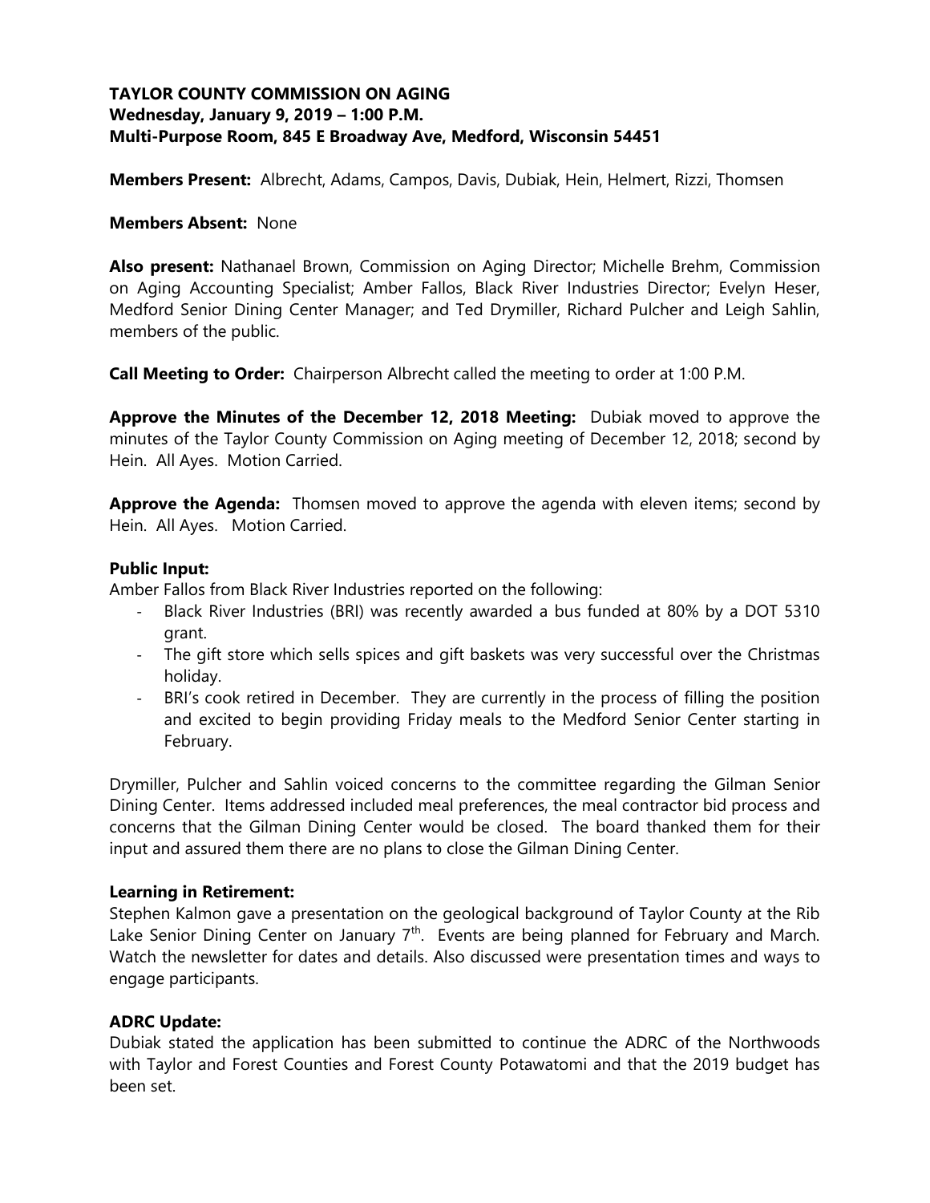**TAYLOR COUNTY COMMISSION ON AGING**
**Wednesday, January 9, 2019 – 1:00 P.M.**
**Multi-Purpose Room, 845 E Broadway Ave, Medford, Wisconsin 54451**

**Members Present:** Albrecht, Adams, Campos, Davis, Dubiak, Hein, Helmert, Rizzi, Thomsen

**Members Absent:** None

**Also present:** Nathanael Brown, Commission on Aging Director; Michelle Brehm, Commission on Aging Accounting Specialist; Amber Fallos, Black River Industries Director; Evelyn Heser, Medford Senior Dining Center Manager; and Ted Drymiller, Richard Pulcher and Leigh Sahlin, members of the public.

**Call Meeting to Order:** Chairperson Albrecht called the meeting to order at 1:00 P.M.

**Approve the Minutes of the December 12, 2018 Meeting:** Dubiak moved to approve the minutes of the Taylor County Commission on Aging meeting of December 12, 2018; second by Hein. All Ayes. Motion Carried.

**Approve the Agenda:** Thomsen moved to approve the agenda with eleven items; second by Hein. All Ayes. Motion Carried.

**Public Input:**

Amber Fallos from Black River Industries reported on the following:

- Black River Industries (BRI) was recently awarded a bus funded at 80% by a DOT 5310 grant.
- The gift store which sells spices and gift baskets was very successful over the Christmas holiday.
- BRI's cook retired in December. They are currently in the process of filling the position and excited to begin providing Friday meals to the Medford Senior Center starting in February.

Drymiller, Pulcher and Sahlin voiced concerns to the committee regarding the Gilman Senior Dining Center. Items addressed included meal preferences, the meal contractor bid process and concerns that the Gilman Dining Center would be closed. The board thanked them for their input and assured them there are no plans to close the Gilman Dining Center.

**Learning in Retirement:**

Stephen Kalmon gave a presentation on the geological background of Taylor County at the Rib Lake Senior Dining Center on January 7th. Events are being planned for February and March. Watch the newsletter for dates and details. Also discussed were presentation times and ways to engage participants.

**ADRC Update:**

Dubiak stated the application has been submitted to continue the ADRC of the Northwoods with Taylor and Forest Counties and Forest County Potawatomi and that the 2019 budget has been set.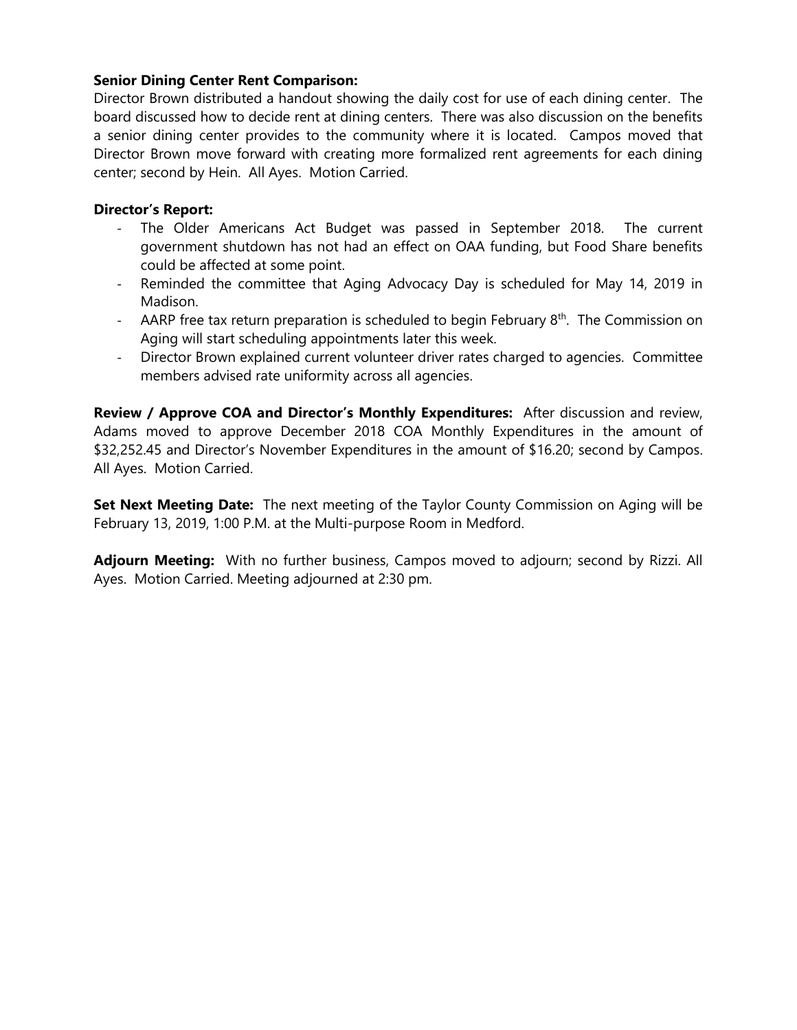**Senior Dining Center Rent Comparison:**
Director Brown distributed a handout showing the daily cost for use of each dining center. The board discussed how to decide rent at dining centers. There was also discussion on the benefits a senior dining center provides to the community where it is located. Campos moved that Director Brown move forward with creating more formalized rent agreements for each dining center; second by Hein. All Ayes. Motion Carried.

**Director's Report:**

- The Older Americans Act Budget was passed in September 2018. The current government shutdown has not had an effect on OAA funding, but Food Share benefits could be affected at some point.
- Reminded the committee that Aging Advocacy Day is scheduled for May 14, 2019 in Madison.
- AARP free tax return preparation is scheduled to begin February 8th. The Commission on Aging will start scheduling appointments later this week.
- Director Brown explained current volunteer driver rates charged to agencies. Committee members advised rate uniformity across all agencies.

**Review / Approve COA and Director's Monthly Expenditures:** After discussion and review, Adams moved to approve December 2018 COA Monthly Expenditures in the amount of $32,252.45 and Director's November Expenditures in the amount of $16.20; second by Campos. All Ayes. Motion Carried.

**Set Next Meeting Date:** The next meeting of the Taylor County Commission on Aging will be February 13, 2019, 1:00 P.M. at the Multi-purpose Room in Medford.

**Adjourn Meeting:** With no further business, Campos moved to adjourn; second by Rizzi. All Ayes. Motion Carried. Meeting adjourned at 2:30 pm.